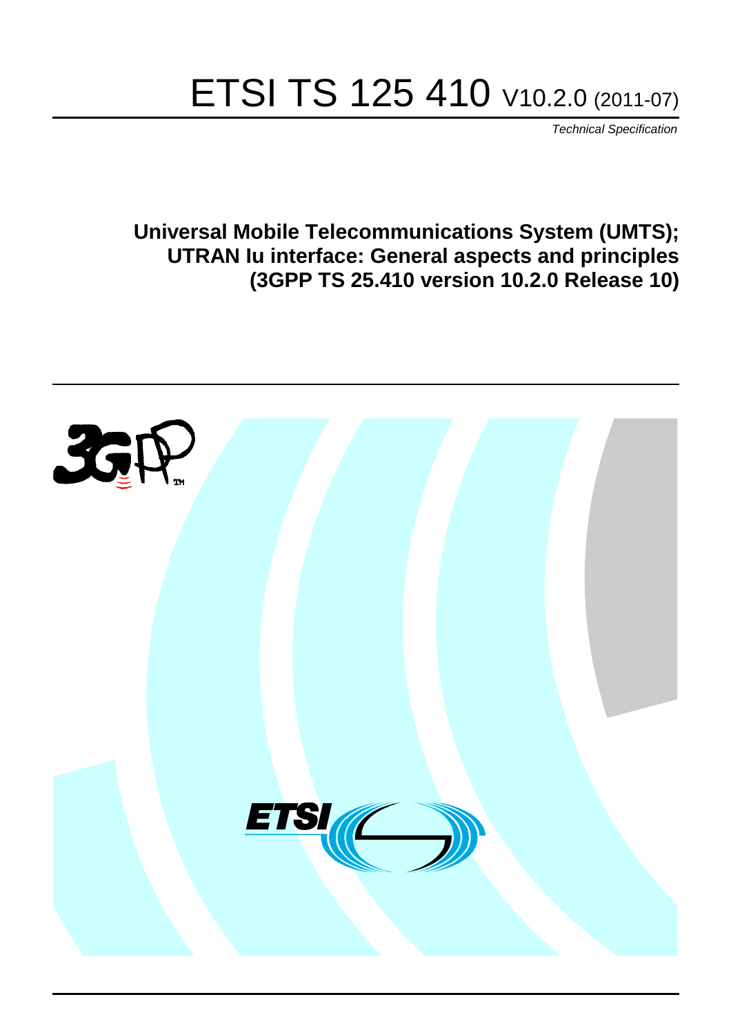# ETSI TS 125 410 V10.2.0 (2011-07)

*Technical Specification*

**Universal Mobile Telecommunications System (UMTS); UTRAN Iu interface: General aspects and principles (3GPP TS 25.410 version 10.2.0 Release 10)**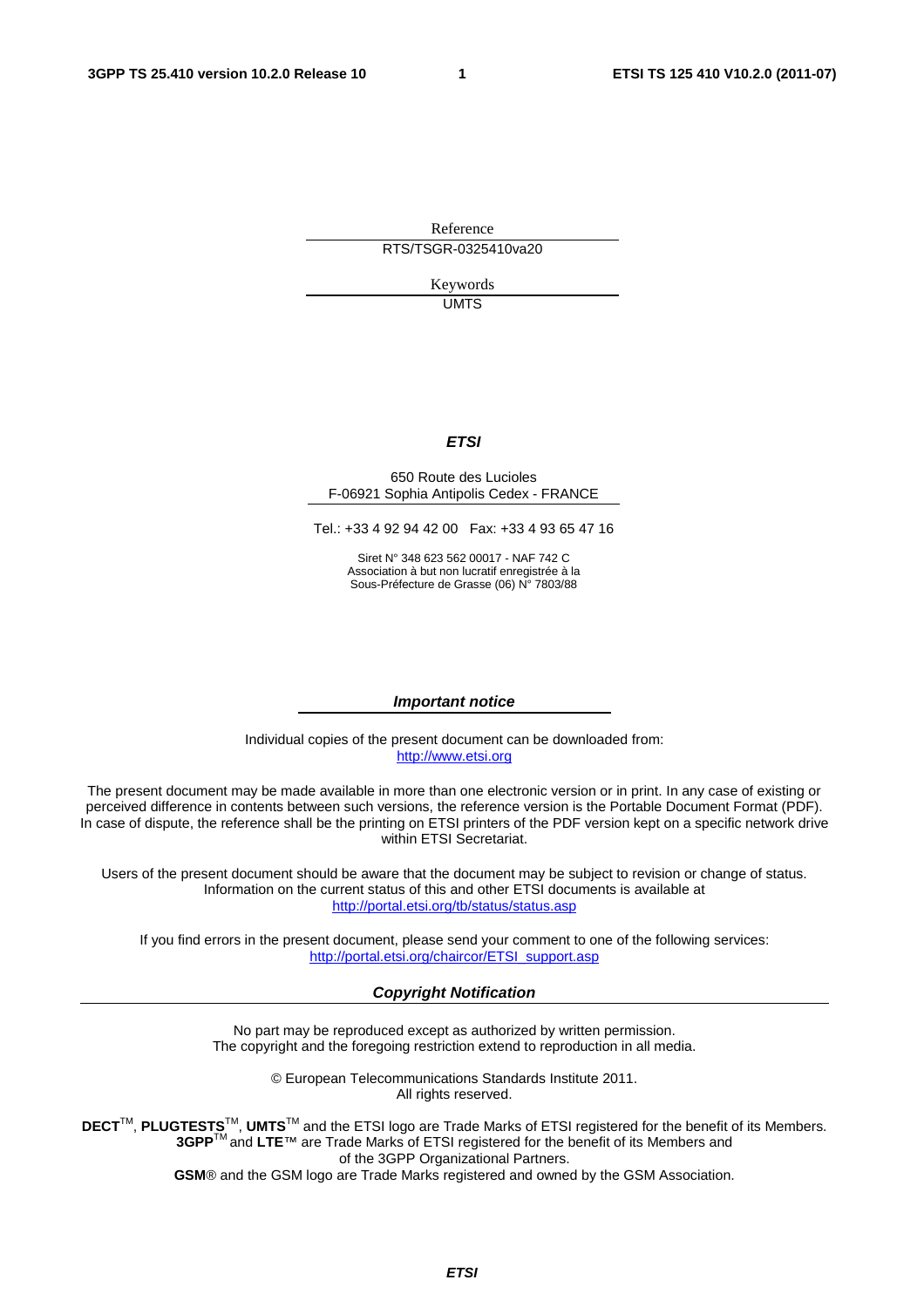Reference

RTS/TSGR-0325410va20

Keywords

UMTS

***ETSI***

650 Route des Lucioles
F-06921 Sophia Antipolis Cedex - FRANCE

Tel.: +33 4 92 94 42 00 Fax: +33 4 93 65 47 16

Siret N° 348 623 562 00017 - NAF 742 C
Association à but non lucratif enregistrée à la
Sous-Préfecture de Grasse (06) N° 7803/88

***Important notice***

Individual copies of the present document can be downloaded from:
http://www.etsi.org

The present document may be made available in more than one electronic version or in print. In any case of existing or perceived difference in contents between such versions, the reference version is the Portable Document Format (PDF). In case of dispute, the reference shall be the printing on ETSI printers of the PDF version kept on a specific network drive within ETSI Secretariat.

Users of the present document should be aware that the document may be subject to revision or change of status. Information on the current status of this and other ETSI documents is available at
http://portal.etsi.org/tb/status/status.asp

If you find errors in the present document, please send your comment to one of the following services:
http://portal.etsi.org/chaircor/ETSI_support.asp

***Copyright Notification***

No part may be reproduced except as authorized by written permission.
The copyright and the foregoing restriction extend to reproduction in all media.

© European Telecommunications Standards Institute 2011.
All rights reserved.

**DECT**™, **PLUGTESTS**™, **UMTS**™ and the ETSI logo are Trade Marks of ETSI registered for the benefit of its Members.
**3GPP**™ and **LTE**™ are Trade Marks of ETSI registered for the benefit of its Members and of the 3GPP Organizational Partners.
**GSM**® and the GSM logo are Trade Marks registered and owned by the GSM Association.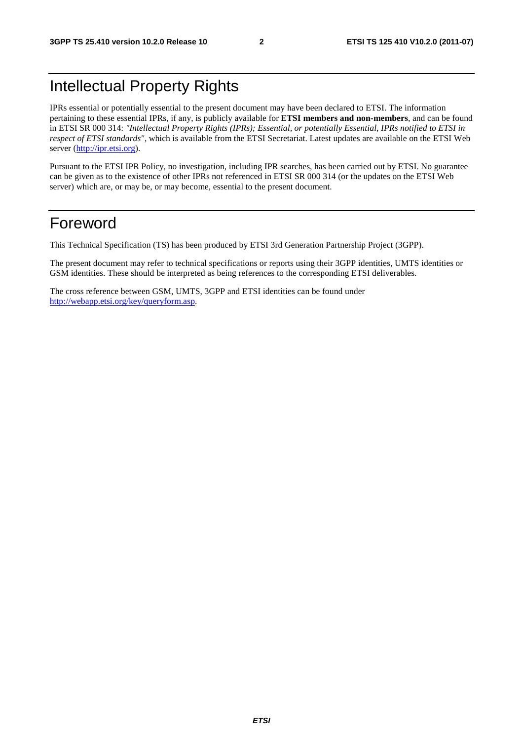# Intellectual Property Rights

IPRs essential or potentially essential to the present document may have been declared to ETSI. The information pertaining to these essential IPRs, if any, is publicly available for **ETSI members and non-members**, and can be found in ETSI SR 000 314: *"Intellectual Property Rights (IPRs); Essential, or potentially Essential, IPRs notified to ETSI in respect of ETSI standards"*, which is available from the ETSI Secretariat. Latest updates are available on the ETSI Web server (http://ipr.etsi.org).

Pursuant to the ETSI IPR Policy, no investigation, including IPR searches, has been carried out by ETSI. No guarantee can be given as to the existence of other IPRs not referenced in ETSI SR 000 314 (or the updates on the ETSI Web server) which are, or may be, or may become, essential to the present document.

# Foreword

This Technical Specification (TS) has been produced by ETSI 3rd Generation Partnership Project (3GPP).

The present document may refer to technical specifications or reports using their 3GPP identities, UMTS identities or GSM identities. These should be interpreted as being references to the corresponding ETSI deliverables.

The cross reference between GSM, UMTS, 3GPP and ETSI identities can be found under http://webapp.etsi.org/key/queryform.asp.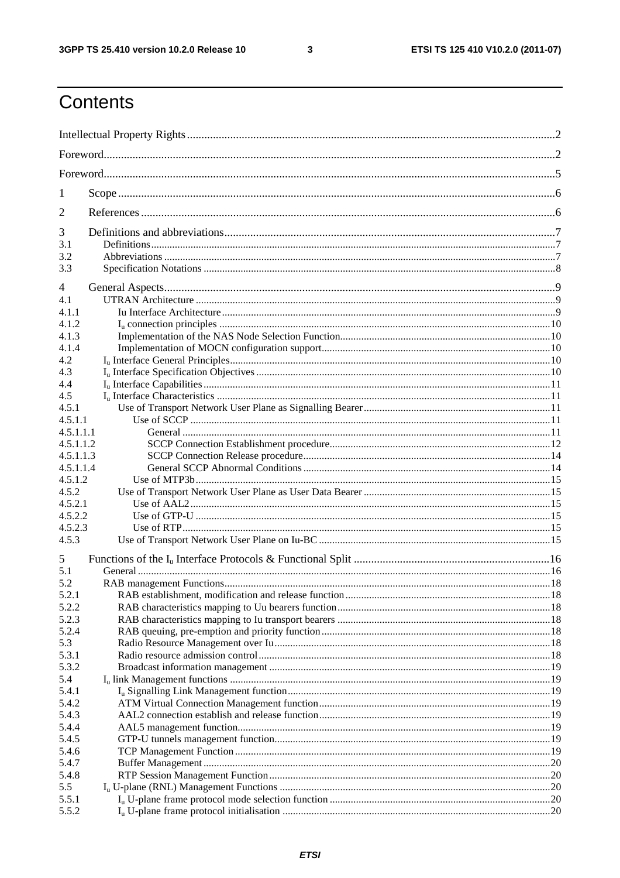# Contents

Intellectual Property Rights ..... 2

Foreword ..... 2

Foreword ..... 5

1 Scope ..... 6

2 References ..... 6

3 Definitions and abbreviations ..... 7
3.1 Definitions ..... 7
3.2 Abbreviations ..... 7
3.3 Specification Notations ..... 8

4 General Aspects ..... 9
4.1 UTRAN Architecture ..... 9
4.1.1 Iu Interface Architecture ..... 9
4.1.2 $I_u$ connection principles ..... 10
4.1.3 Implementation of the NAS Node Selection Function ..... 10
4.1.4 Implementation of MOCN configuration support ..... 10
4.2 $I_u$ Interface General Principles ..... 10
4.3 $I_u$ Interface Specification Objectives ..... 10
4.4 $I_u$ Interface Capabilities ..... 11
4.5 $I_u$ Interface Characteristics ..... 11
4.5.1 Use of Transport Network User Plane as Signalling Bearer ..... 11
4.5.1.1 Use of SCCP ..... 11
4.5.1.1.1 General ..... 11
4.5.1.1.2 SCCP Connection Establishment procedure ..... 12
4.5.1.1.3 SCCP Connection Release procedure ..... 14
4.5.1.1.4 General SCCP Abnormal Conditions ..... 14
4.5.1.2 Use of MTP3b ..... 15
4.5.2 Use of Transport Network User Plane as User Data Bearer ..... 15
4.5.2.1 Use of AAL2 ..... 15
4.5.2.2 Use of GTP-U ..... 15
4.5.2.3 Use of RTP ..... 15
4.5.3 Use of Transport Network User Plane on Iu-BC ..... 15

5 Functions of the $I_u$ Interface Protocols & Functional Split ..... 16
5.1 General ..... 16
5.2 RAB management Functions ..... 18
5.2.1 RAB establishment, modification and release function ..... 18
5.2.2 RAB characteristics mapping to Uu bearers function ..... 18
5.2.3 RAB characteristics mapping to Iu transport bearers ..... 18
5.2.4 RAB queuing, pre-emption and priority function ..... 18
5.3 Radio Resource Management over Iu ..... 18
5.3.1 Radio resource admission control ..... 18
5.3.2 Broadcast information management ..... 19
5.4 $I_u$ link Management functions ..... 19
5.4.1 $I_u$ Signalling Link Management function ..... 19
5.4.2 ATM Virtual Connection Management function ..... 19
5.4.3 AAL2 connection establish and release function ..... 19
5.4.4 AAL5 management function ..... 19
5.4.5 GTP-U tunnels management function ..... 19
5.4.6 TCP Management Function ..... 19
5.4.7 Buffer Management ..... 20
5.4.8 RTP Session Management Function ..... 20
5.5 $I_u$ U-plane (RNL) Management Functions ..... 20
5.5.1 $I_u$ U-plane frame protocol mode selection function ..... 20
5.5.2 $I_u$ U-plane frame protocol initialisation ..... 20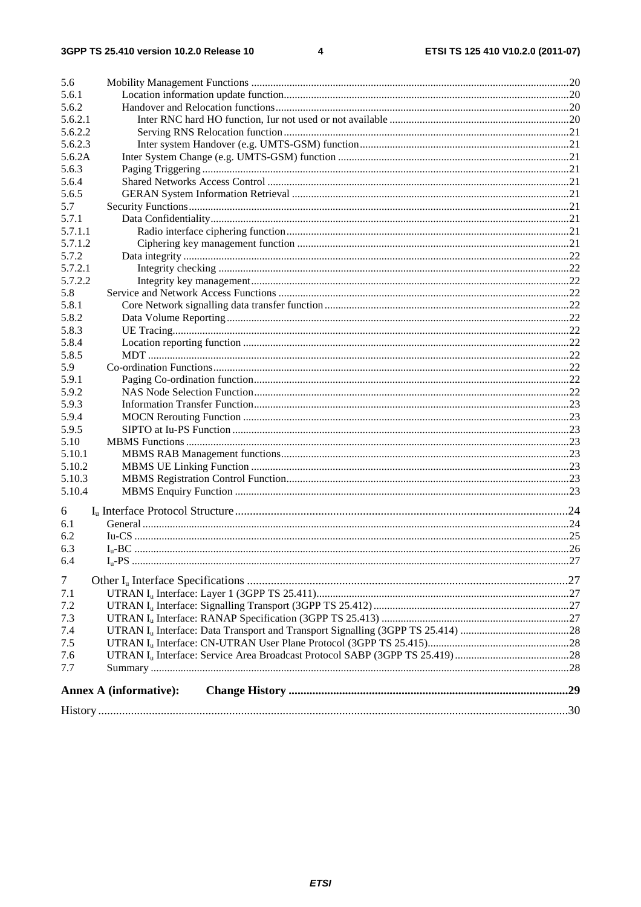5.6 Mobility Management Functions .....20
5.6.1 Location information update function.....20
5.6.2 Handover and Relocation functions.....20
5.6.2.1 Inter RNC hard HO function, Iur not used or not available .....20
5.6.2.2 Serving RNS Relocation function.....21
5.6.2.3 Inter system Handover (e.g. UMTS-GSM) function.....21
5.6.2A Inter System Change (e.g. UMTS-GSM) function .....21
5.6.3 Paging Triggering .....21
5.6.4 Shared Networks Access Control .....21
5.6.5 GERAN System Information Retrieval .....21
5.7 Security Functions.....21
5.7.1 Data Confidentiality.....21
5.7.1.1 Radio interface ciphering function.....21
5.7.1.2 Ciphering key management function .....21
5.7.2 Data integrity .....22
5.7.2.1 Integrity checking .....22
5.7.2.2 Integrity key management.....22
5.8 Service and Network Access Functions .....22
5.8.1 Core Network signalling data transfer function.....22
5.8.2 Data Volume Reporting.....22
5.8.3 UE Tracing.....22
5.8.4 Location reporting function .....22
5.8.5 MDT .....22
5.9 Co-ordination Functions.....22
5.9.1 Paging Co-ordination function.....22
5.9.2 NAS Node Selection Function.....22
5.9.3 Information Transfer Function.....23
5.9.4 MOCN Rerouting Function .....23
5.9.5 SIPTO at Iu-PS Function .....23
5.10 MBMS Functions .....23
5.10.1 MBMS RAB Management functions.....23
5.10.2 MBMS UE Linking Function .....23
5.10.3 MBMS Registration Control Function.....23
5.10.4 MBMS Enquiry Function .....23

6 $I_u$ Interface Protocol Structure.....24
6.1 General .....24
6.2 Iu-CS .....25
6.3 $I_u$-BC .....26
6.4 $I_u$-PS .....27

7 Other $I_u$ Interface Specifications .....27
7.1 UTRAN $I_u$ Interface: Layer 1 (3GPP TS 25.411).....27
7.2 UTRAN $I_u$ Interface: Signalling Transport (3GPP TS 25.412).....27
7.3 UTRAN $I_u$ Interface: RANAP Specification (3GPP TS 25.413) .....27
7.4 UTRAN $I_u$ Interface: Data Transport and Transport Signalling (3GPP TS 25.414) .....28
7.5 UTRAN $I_u$ Interface: CN-UTRAN User Plane Protocol (3GPP TS 25.415).....28
7.6 UTRAN $I_u$ Interface: Service Area Broadcast Protocol SABP (3GPP TS 25.419) .....28
7.7 Summary .....28

**Annex A (informative): Change History .....29**

History .....30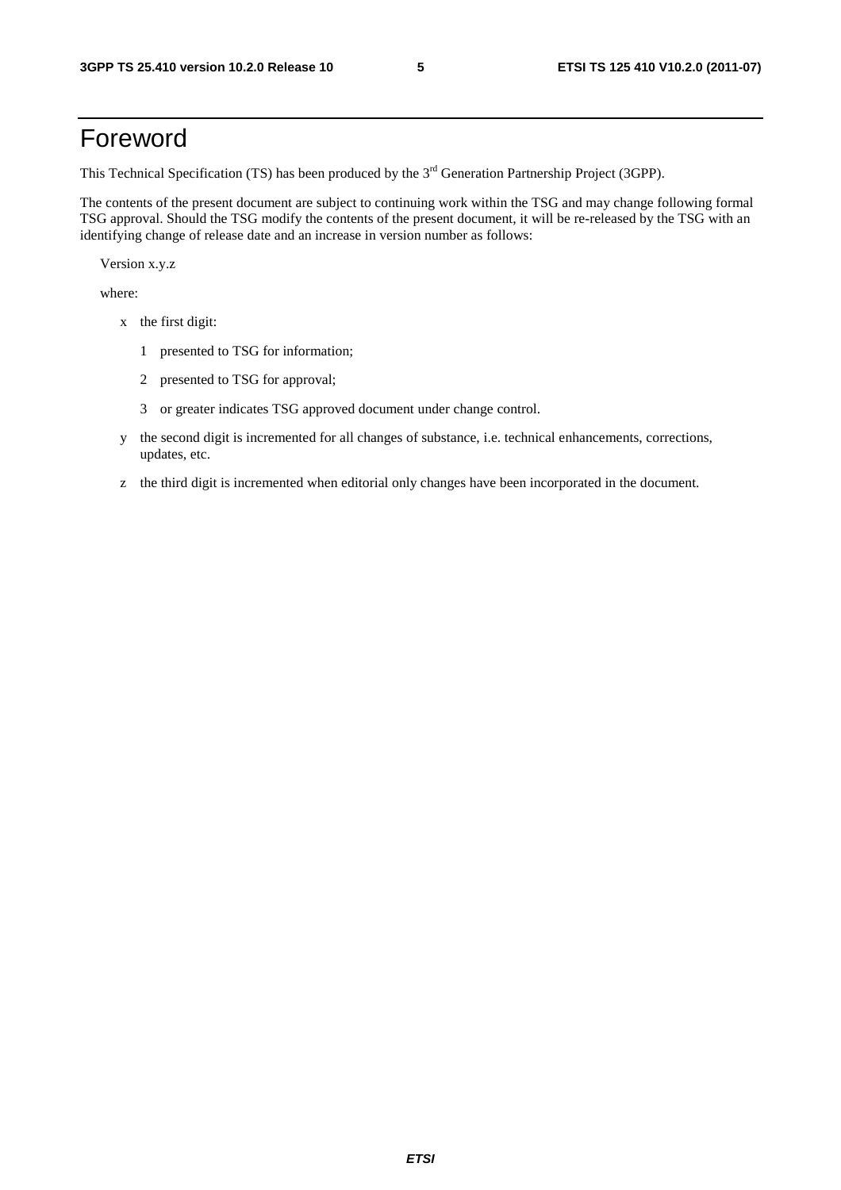# Foreword

This Technical Specification (TS) has been produced by the 3rd Generation Partnership Project (3GPP).

The contents of the present document are subject to continuing work within the TSG and may change following formal TSG approval. Should the TSG modify the contents of the present document, it will be re-released by the TSG with an identifying change of release date and an increase in version number as follows:

Version x.y.z

where:

- x the first digit:
  - 1 presented to TSG for information;
  - 2 presented to TSG for approval;
  - 3 or greater indicates TSG approved document under change control.
- y the second digit is incremented for all changes of substance, i.e. technical enhancements, corrections, updates, etc.
- z the third digit is incremented when editorial only changes have been incorporated in the document.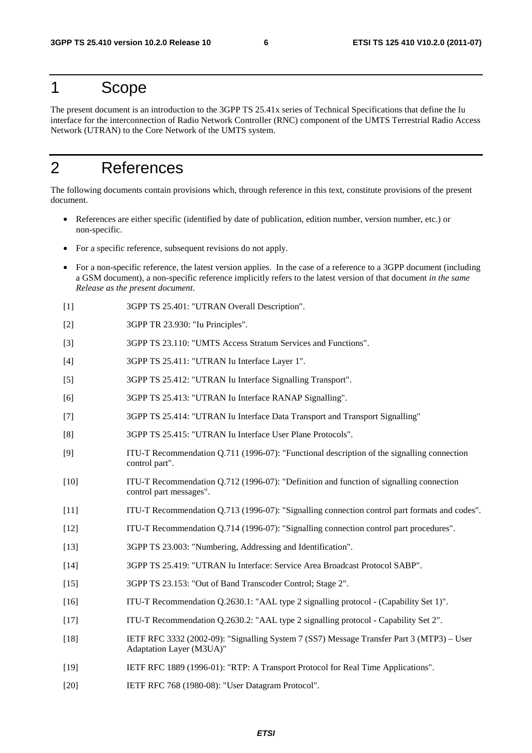# 1 Scope

The present document is an introduction to the 3GPP TS 25.41x series of Technical Specifications that define the Iu interface for the interconnection of Radio Network Controller (RNC) component of the UMTS Terrestrial Radio Access Network (UTRAN) to the Core Network of the UMTS system.

# 2 References

The following documents contain provisions which, through reference in this text, constitute provisions of the present document.

- References are either specific (identified by date of publication, edition number, version number, etc.) or non-specific.
- For a specific reference, subsequent revisions do not apply.
- For a non-specific reference, the latest version applies. In the case of a reference to a 3GPP document (including a GSM document), a non-specific reference implicitly refers to the latest version of that document *in the same Release as the present document*.

[1] 3GPP TS 25.401: "UTRAN Overall Description".

[2] 3GPP TR 23.930: "Iu Principles".

[3] 3GPP TS 23.110: "UMTS Access Stratum Services and Functions".

[4] 3GPP TS 25.411: "UTRAN Iu Interface Layer 1".

[5] 3GPP TS 25.412: "UTRAN Iu Interface Signalling Transport".

[6] 3GPP TS 25.413: "UTRAN Iu Interface RANAP Signalling".

[7] 3GPP TS 25.414: "UTRAN Iu Interface Data Transport and Transport Signalling"

[8] 3GPP TS 25.415: "UTRAN Iu Interface User Plane Protocols".

[9] ITU-T Recommendation Q.711 (1996-07): "Functional description of the signalling connection control part".

[10] ITU-T Recommendation Q.712 (1996-07): "Definition and function of signalling connection control part messages".

[11] ITU-T Recommendation Q.713 (1996-07): "Signalling connection control part formats and codes".

[12] ITU-T Recommendation Q.714 (1996-07): "Signalling connection control part procedures".

[13] 3GPP TS 23.003: "Numbering, Addressing and Identification".

[14] 3GPP TS 25.419: "UTRAN Iu Interface: Service Area Broadcast Protocol SABP".

[15] 3GPP TS 23.153: "Out of Band Transcoder Control; Stage 2".

[16] ITU-T Recommendation Q.2630.1: "AAL type 2 signalling protocol - (Capability Set 1)".

[17] ITU-T Recommendation Q.2630.2: "AAL type 2 signalling protocol - Capability Set 2".

[18] IETF RFC 3332 (2002-09): "Signalling System 7 (SS7) Message Transfer Part 3 (MTP3) – User Adaptation Layer (M3UA)"

[19] IETF RFC 1889 (1996-01): "RTP: A Transport Protocol for Real Time Applications".

[20] IETF RFC 768 (1980-08): "User Datagram Protocol".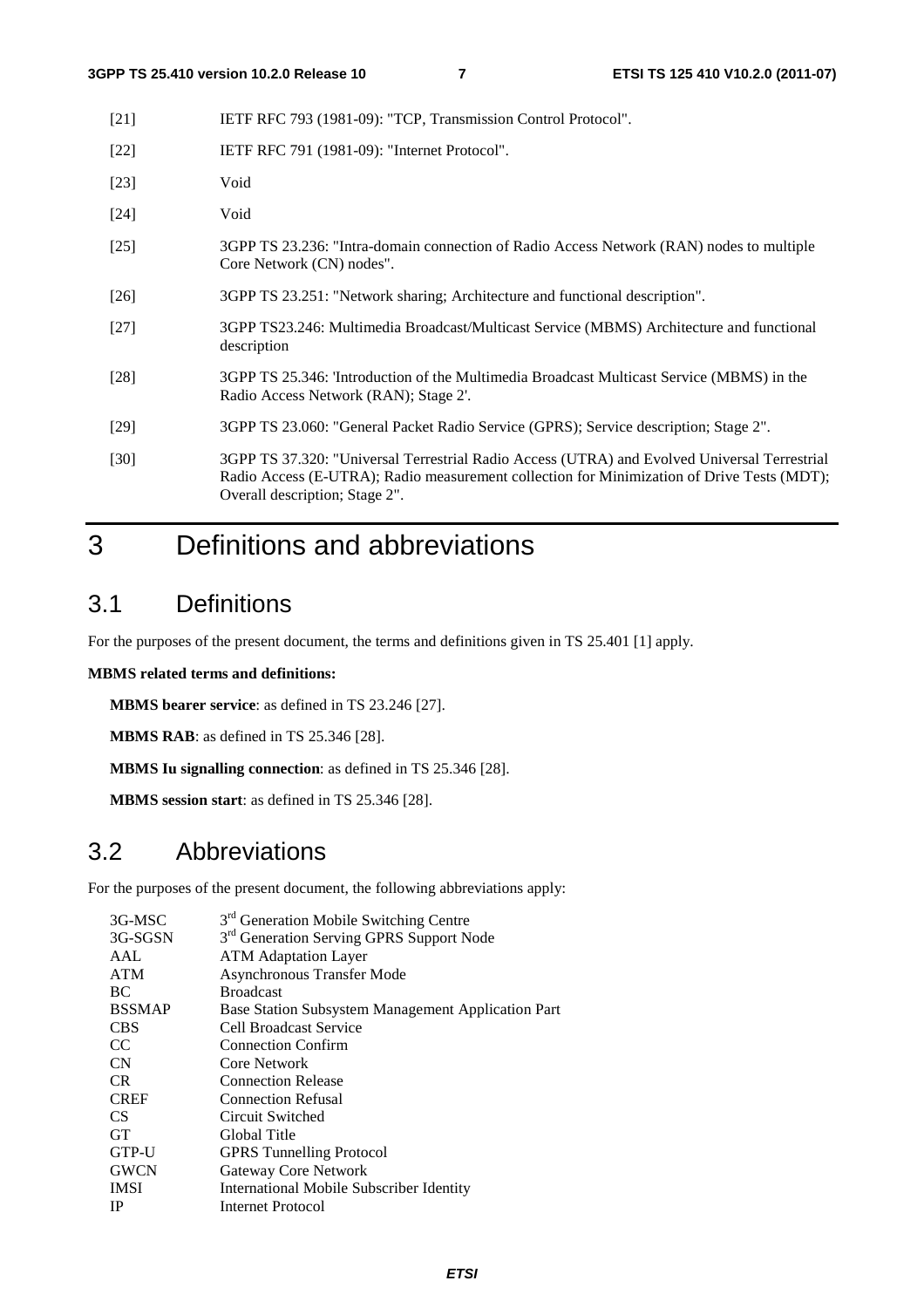[21] IETF RFC 793 (1981-09): "TCP, Transmission Control Protocol".

[22] IETF RFC 791 (1981-09): "Internet Protocol".

[23] Void

[24] Void

[25] 3GPP TS 23.236: "Intra-domain connection of Radio Access Network (RAN) nodes to multiple Core Network (CN) nodes".

[26] 3GPP TS 23.251: "Network sharing; Architecture and functional description".

[27] 3GPP TS23.246: Multimedia Broadcast/Multicast Service (MBMS) Architecture and functional description

[28] 3GPP TS 25.346: 'Introduction of the Multimedia Broadcast Multicast Service (MBMS) in the Radio Access Network (RAN); Stage 2'.

[29] 3GPP TS 23.060: "General Packet Radio Service (GPRS); Service description; Stage 2".

[30] 3GPP TS 37.320: "Universal Terrestrial Radio Access (UTRA) and Evolved Universal Terrestrial Radio Access (E-UTRA); Radio measurement collection for Minimization of Drive Tests (MDT); Overall description; Stage 2".

# 3 Definitions and abbreviations

## 3.1 Definitions

For the purposes of the present document, the terms and definitions given in TS 25.401 [1] apply.

**MBMS related terms and definitions:**

**MBMS bearer service**: as defined in TS 23.246 [27].

**MBMS RAB**: as defined in TS 25.346 [28].

**MBMS Iu signalling connection**: as defined in TS 25.346 [28].

**MBMS session start**: as defined in TS 25.346 [28].

## 3.2 Abbreviations

For the purposes of the present document, the following abbreviations apply:

| | |
|---|---|
| 3G-MSC | 3rd Generation Mobile Switching Centre |
| 3G-SGSN | 3rd Generation Serving GPRS Support Node |
| AAL | ATM Adaptation Layer |
| ATM | Asynchronous Transfer Mode |
| BC | Broadcast |
| BSSMAP | Base Station Subsystem Management Application Part |
| CBS | Cell Broadcast Service |
| CC | Connection Confirm |
| CN | Core Network |
| CR | Connection Release |
| CREF | Connection Refusal |
| CS | Circuit Switched |
| GT | Global Title |
| GTP-U | GPRS Tunnelling Protocol |
| GWCN | Gateway Core Network |
| IMSI | International Mobile Subscriber Identity |
| IP | Internet Protocol |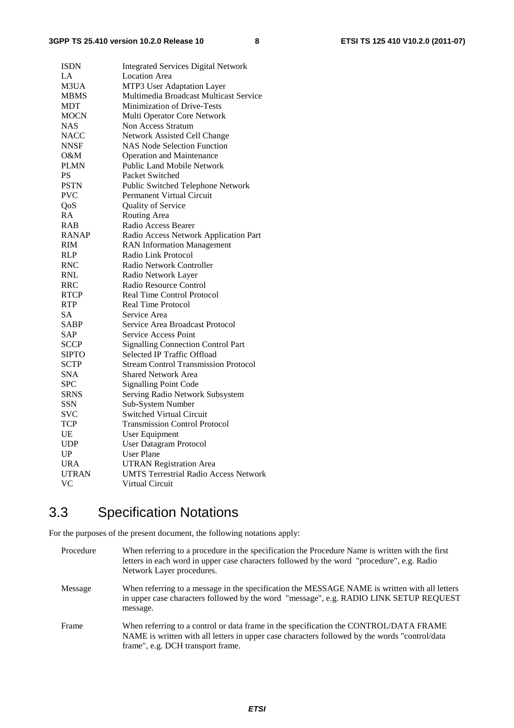| | |
|---|---|
| ISDN | Integrated Services Digital Network |
| LA | Location Area |
| M3UA | MTP3 User Adaptation Layer |
| MBMS | Multimedia Broadcast Multicast Service |
| MDT | Minimization of Drive-Tests |
| MOCN | Multi Operator Core Network |
| NAS | Non Access Stratum |
| NACC | Network Assisted Cell Change |
| NNSF | NAS Node Selection Function |
| O&M | Operation and Maintenance |
| PLMN | Public Land Mobile Network |
| PS | Packet Switched |
| PSTN | Public Switched Telephone Network |
| PVC | Permanent Virtual Circuit |
| QoS | Quality of Service |
| RA | Routing Area |
| RAB | Radio Access Bearer |
| RANAP | Radio Access Network Application Part |
| RIM | RAN Information Management |
| RLP | Radio Link Protocol |
| RNC | Radio Network Controller |
| RNL | Radio Network Layer |
| RRC | Radio Resource Control |
| RTCP | Real Time Control Protocol |
| RTP | Real Time Protocol |
| SA | Service Area |
| SABP | Service Area Broadcast Protocol |
| SAP | Service Access Point |
| SCCP | Signalling Connection Control Part |
| SIPTO | Selected IP Traffic Offload |
| SCTP | Stream Control Transmission Protocol |
| SNA | Shared Network Area |
| SPC | Signalling Point Code |
| SRNS | Serving Radio Network Subsystem |
| SSN | Sub-System Number |
| SVC | Switched Virtual Circuit |
| TCP | Transmission Control Protocol |
| UE | User Equipment |
| UDP | User Datagram Protocol |
| UP | User Plane |
| URA | UTRAN Registration Area |
| UTRAN | UMTS Terrestrial Radio Access Network |
| VC | Virtual Circuit |

## 3.3 Specification Notations

For the purposes of the present document, the following notations apply:

| | |
|---|---|
| Procedure | When referring to a procedure in the specification the Procedure Name is written with the first letters in each word in upper case characters followed by the word "procedure", e.g. Radio Network Layer procedures. |
| Message | When referring to a message in the specification the MESSAGE NAME is written with all letters in upper case characters followed by the word "message", e.g. RADIO LINK SETUP REQUEST message. |
| Frame | When referring to a control or data frame in the specification the CONTROL/DATA FRAME NAME is written with all letters in upper case characters followed by the words "control/data frame", e.g. DCH transport frame. |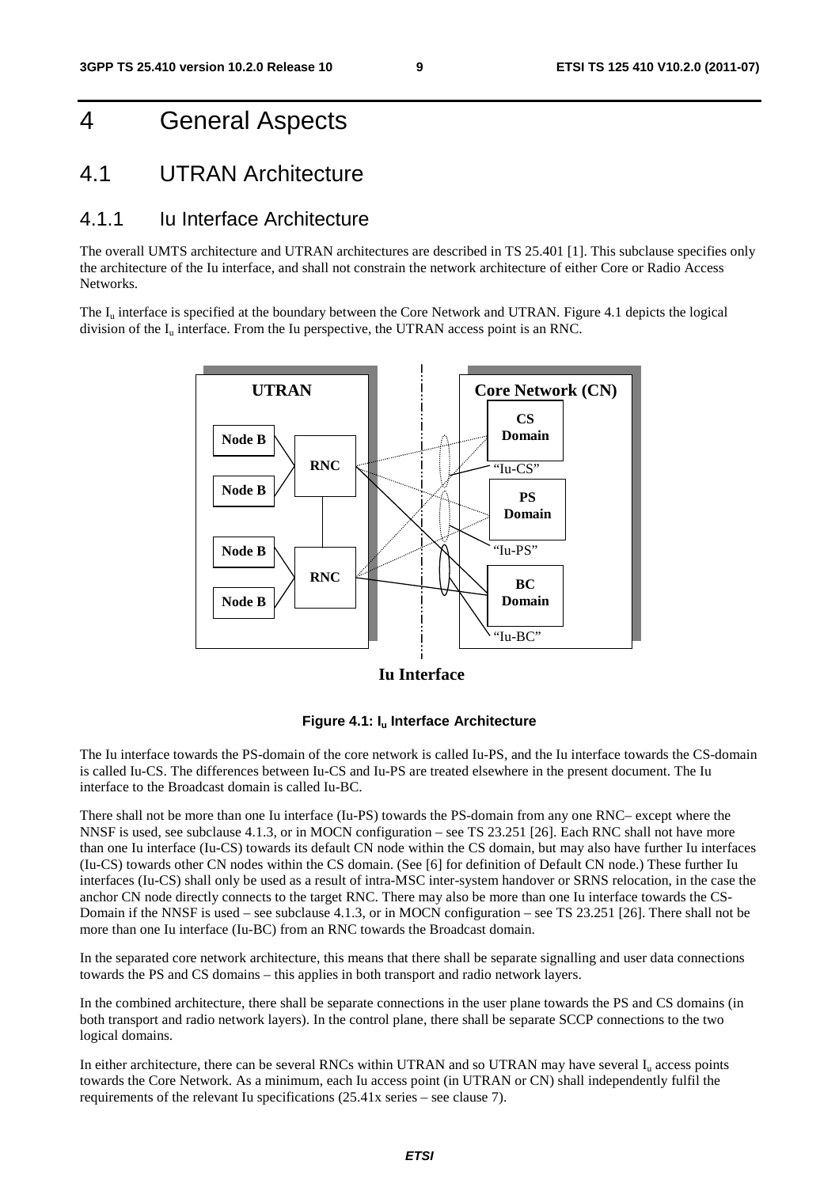# 4 General Aspects

## 4.1 UTRAN Architecture

### 4.1.1 Iu Interface Architecture

The overall UMTS architecture and UTRAN architectures are described in TS 25.401 [1]. This subclause specifies only the architecture of the Iu interface, and shall not constrain the network architecture of either Core or Radio Access Networks.

The $I_u$ interface is specified at the boundary between the Core Network and UTRAN. Figure 4.1 depicts the logical division of the $I_u$ interface. From the Iu perspective, the UTRAN access point is an RNC.

**Figure 4.1: $I_u$ Interface Architecture**

The Iu interface towards the PS-domain of the core network is called Iu-PS, and the Iu interface towards the CS-domain is called Iu-CS. The differences between Iu-CS and Iu-PS are treated elsewhere in the present document. The Iu interface to the Broadcast domain is called Iu-BC.

There shall not be more than one Iu interface (Iu-PS) towards the PS-domain from any one RNC– except where the NNSF is used, see subclause 4.1.3, or in MOCN configuration – see TS 23.251 [26]. Each RNC shall not have more than one Iu interface (Iu-CS) towards its default CN node within the CS domain, but may also have further Iu interfaces (Iu-CS) towards other CN nodes within the CS domain. (See [6] for definition of Default CN node.) These further Iu interfaces (Iu-CS) shall only be used as a result of intra-MSC inter-system handover or SRNS relocation, in the case the anchor CN node directly connects to the target RNC. There may also be more than one Iu interface towards the CS-Domain if the NNSF is used – see subclause 4.1.3, or in MOCN configuration – see TS 23.251 [26]. There shall not be more than one Iu interface (Iu-BC) from an RNC towards the Broadcast domain.

In the separated core network architecture, this means that there shall be separate signalling and user data connections towards the PS and CS domains – this applies in both transport and radio network layers.

In the combined architecture, there shall be separate connections in the user plane towards the PS and CS domains (in both transport and radio network layers). In the control plane, there shall be separate SCCP connections to the two logical domains.

In either architecture, there can be several RNCs within UTRAN and so UTRAN may have several $I_u$ access points towards the Core Network. As a minimum, each Iu access point (in UTRAN or CN) shall independently fulfil the requirements of the relevant Iu specifications (25.41x series – see clause 7).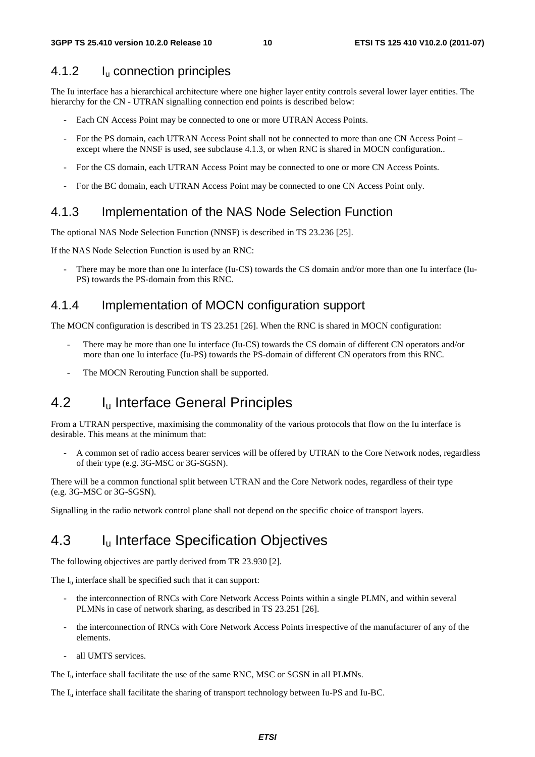### 4.1.2 $I_u$ connection principles

The Iu interface has a hierarchical architecture where one higher layer entity controls several lower layer entities. The hierarchy for the CN - UTRAN signalling connection end points is described below:

- Each CN Access Point may be connected to one or more UTRAN Access Points.
- For the PS domain, each UTRAN Access Point shall not be connected to more than one CN Access Point – except where the NNSF is used, see subclause 4.1.3, or when RNC is shared in MOCN configuration..
- For the CS domain, each UTRAN Access Point may be connected to one or more CN Access Points.
- For the BC domain, each UTRAN Access Point may be connected to one CN Access Point only.

### 4.1.3 Implementation of the NAS Node Selection Function

The optional NAS Node Selection Function (NNSF) is described in TS 23.236 [25].

If the NAS Node Selection Function is used by an RNC:

- There may be more than one Iu interface (Iu-CS) towards the CS domain and/or more than one Iu interface (Iu-PS) towards the PS-domain from this RNC.

### 4.1.4 Implementation of MOCN configuration support

The MOCN configuration is described in TS 23.251 [26]. When the RNC is shared in MOCN configuration:

- There may be more than one Iu interface (Iu-CS) towards the CS domain of different CN operators and/or more than one Iu interface (Iu-PS) towards the PS-domain of different CN operators from this RNC.
- The MOCN Rerouting Function shall be supported.

## 4.2 $I_u$ Interface General Principles

From a UTRAN perspective, maximising the commonality of the various protocols that flow on the Iu interface is desirable. This means at the minimum that:

- A common set of radio access bearer services will be offered by UTRAN to the Core Network nodes, regardless of their type (e.g. 3G-MSC or 3G-SGSN).

There will be a common functional split between UTRAN and the Core Network nodes, regardless of their type (e.g. 3G-MSC or 3G-SGSN).

Signalling in the radio network control plane shall not depend on the specific choice of transport layers.

## 4.3 $I_u$ Interface Specification Objectives

The following objectives are partly derived from TR 23.930 [2].

The $I_u$ interface shall be specified such that it can support:

- the interconnection of RNCs with Core Network Access Points within a single PLMN, and within several PLMNs in case of network sharing, as described in TS 23.251 [26].
- the interconnection of RNCs with Core Network Access Points irrespective of the manufacturer of any of the elements.
- all UMTS services.

The $I_u$ interface shall facilitate the use of the same RNC, MSC or SGSN in all PLMNs.

The $I_u$ interface shall facilitate the sharing of transport technology between Iu-PS and Iu-BC.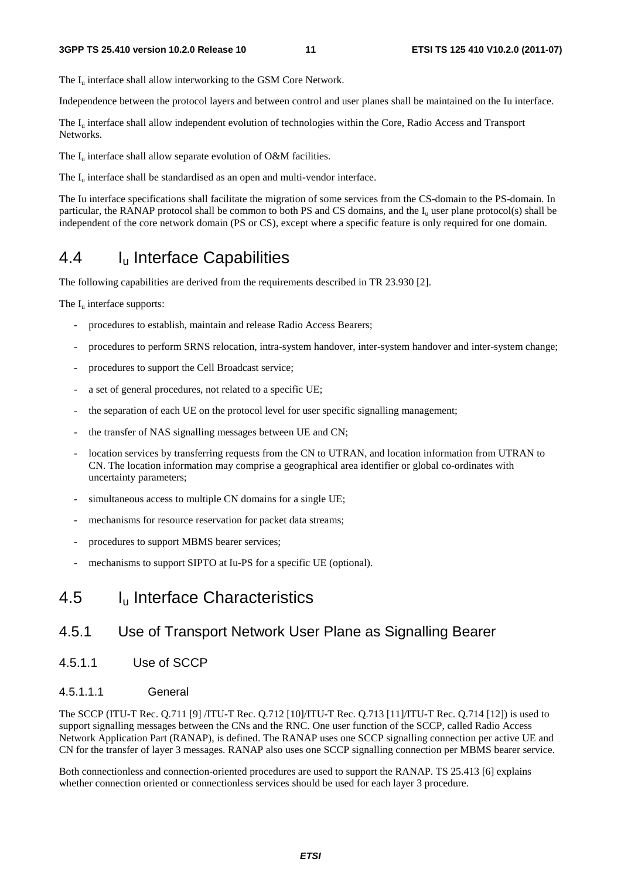The $I_u$ interface shall allow interworking to the GSM Core Network.

Independence between the protocol layers and between control and user planes shall be maintained on the Iu interface.

The $I_u$ interface shall allow independent evolution of technologies within the Core, Radio Access and Transport Networks.

The $I_u$ interface shall allow separate evolution of O&M facilities.

The $I_u$ interface shall be standardised as an open and multi-vendor interface.

The Iu interface specifications shall facilitate the migration of some services from the CS-domain to the PS-domain. In particular, the RANAP protocol shall be common to both PS and CS domains, and the $I_u$ user plane protocol(s) shall be independent of the core network domain (PS or CS), except where a specific feature is only required for one domain.

# 4.4 $I_u$ Interface Capabilities

The following capabilities are derived from the requirements described in TR 23.930 [2].

The $I_u$ interface supports:

- procedures to establish, maintain and release Radio Access Bearers;
- procedures to perform SRNS relocation, intra-system handover, inter-system handover and inter-system change;
- procedures to support the Cell Broadcast service;
- a set of general procedures, not related to a specific UE;
- the separation of each UE on the protocol level for user specific signalling management;
- the transfer of NAS signalling messages between UE and CN;
- location services by transferring requests from the CN to UTRAN, and location information from UTRAN to CN. The location information may comprise a geographical area identifier or global co-ordinates with uncertainty parameters;
- simultaneous access to multiple CN domains for a single UE;
- mechanisms for resource reservation for packet data streams;
- procedures to support MBMS bearer services;
- mechanisms to support SIPTO at Iu-PS for a specific UE (optional).

# 4.5 $I_u$ Interface Characteristics

## 4.5.1 Use of Transport Network User Plane as Signalling Bearer

### 4.5.1.1 Use of SCCP

#### 4.5.1.1.1 General

The SCCP (ITU-T Rec. Q.711 [9] /ITU-T Rec. Q.712 [10]/ITU-T Rec. Q.713 [11]/ITU-T Rec. Q.714 [12]) is used to support signalling messages between the CNs and the RNC. One user function of the SCCP, called Radio Access Network Application Part (RANAP), is defined. The RANAP uses one SCCP signalling connection per active UE and CN for the transfer of layer 3 messages. RANAP also uses one SCCP signalling connection per MBMS bearer service.

Both connectionless and connection-oriented procedures are used to support the RANAP. TS 25.413 [6] explains whether connection oriented or connectionless services should be used for each layer 3 procedure.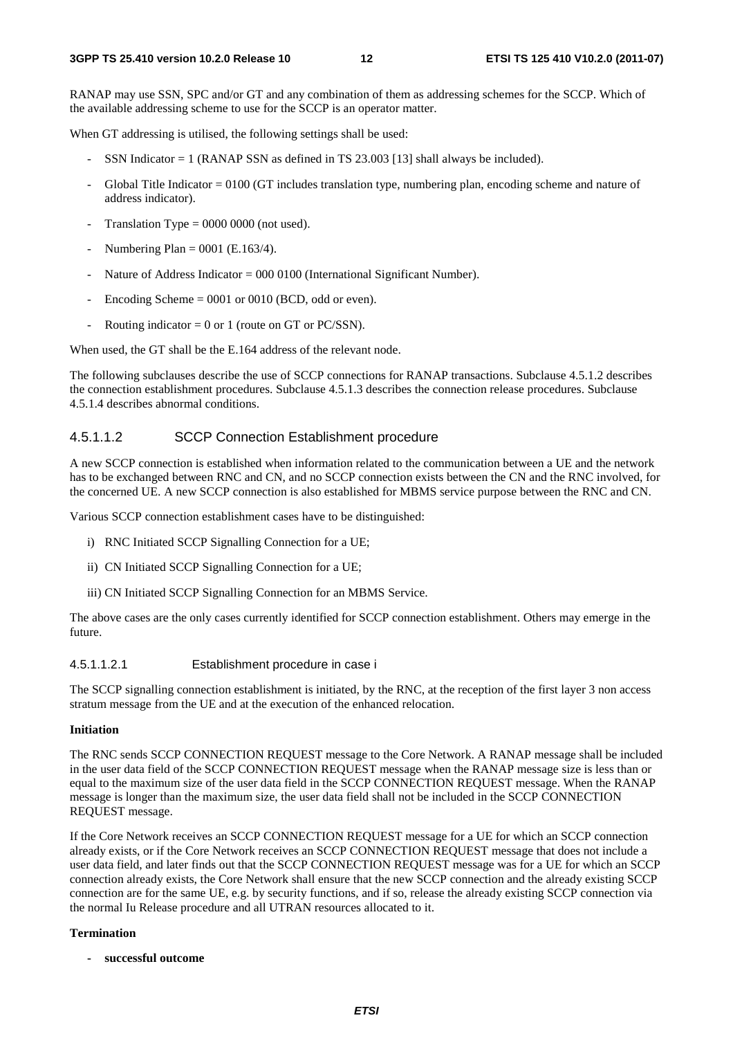RANAP may use SSN, SPC and/or GT and any combination of them as addressing schemes for the SCCP. Which of the available addressing scheme to use for the SCCP is an operator matter.

When GT addressing is utilised, the following settings shall be used:

- SSN Indicator = 1 (RANAP SSN as defined in TS 23.003 [13] shall always be included).
- Global Title Indicator = 0100 (GT includes translation type, numbering plan, encoding scheme and nature of address indicator).
- Translation Type = 0000 0000 (not used).
- Numbering Plan = 0001 (E.163/4).
- Nature of Address Indicator = 000 0100 (International Significant Number).
- Encoding Scheme = 0001 or 0010 (BCD, odd or even).
- Routing indicator = 0 or 1 (route on GT or PC/SSN).

When used, the GT shall be the E.164 address of the relevant node.

The following subclauses describe the use of SCCP connections for RANAP transactions. Subclause 4.5.1.2 describes the connection establishment procedures. Subclause 4.5.1.3 describes the connection release procedures. Subclause 4.5.1.4 describes abnormal conditions.

#### 4.5.1.1.2 SCCP Connection Establishment procedure

A new SCCP connection is established when information related to the communication between a UE and the network has to be exchanged between RNC and CN, and no SCCP connection exists between the CN and the RNC involved, for the concerned UE. A new SCCP connection is also established for MBMS service purpose between the RNC and CN.

Various SCCP connection establishment cases have to be distinguished:

i) RNC Initiated SCCP Signalling Connection for a UE;

ii) CN Initiated SCCP Signalling Connection for a UE;

iii) CN Initiated SCCP Signalling Connection for an MBMS Service.

The above cases are the only cases currently identified for SCCP connection establishment. Others may emerge in the future.

##### 4.5.1.1.2.1 Establishment procedure in case i

The SCCP signalling connection establishment is initiated, by the RNC, at the reception of the first layer 3 non access stratum message from the UE and at the execution of the enhanced relocation.

**Initiation**

The RNC sends SCCP CONNECTION REQUEST message to the Core Network. A RANAP message shall be included in the user data field of the SCCP CONNECTION REQUEST message when the RANAP message size is less than or equal to the maximum size of the user data field in the SCCP CONNECTION REQUEST message. When the RANAP message is longer than the maximum size, the user data field shall not be included in the SCCP CONNECTION REQUEST message.

If the Core Network receives an SCCP CONNECTION REQUEST message for a UE for which an SCCP connection already exists, or if the Core Network receives an SCCP CONNECTION REQUEST message that does not include a user data field, and later finds out that the SCCP CONNECTION REQUEST message was for a UE for which an SCCP connection already exists, the Core Network shall ensure that the new SCCP connection and the already existing SCCP connection are for the same UE, e.g. by security functions, and if so, release the already existing SCCP connection via the normal Iu Release procedure and all UTRAN resources allocated to it.

**Termination**

- **successful outcome**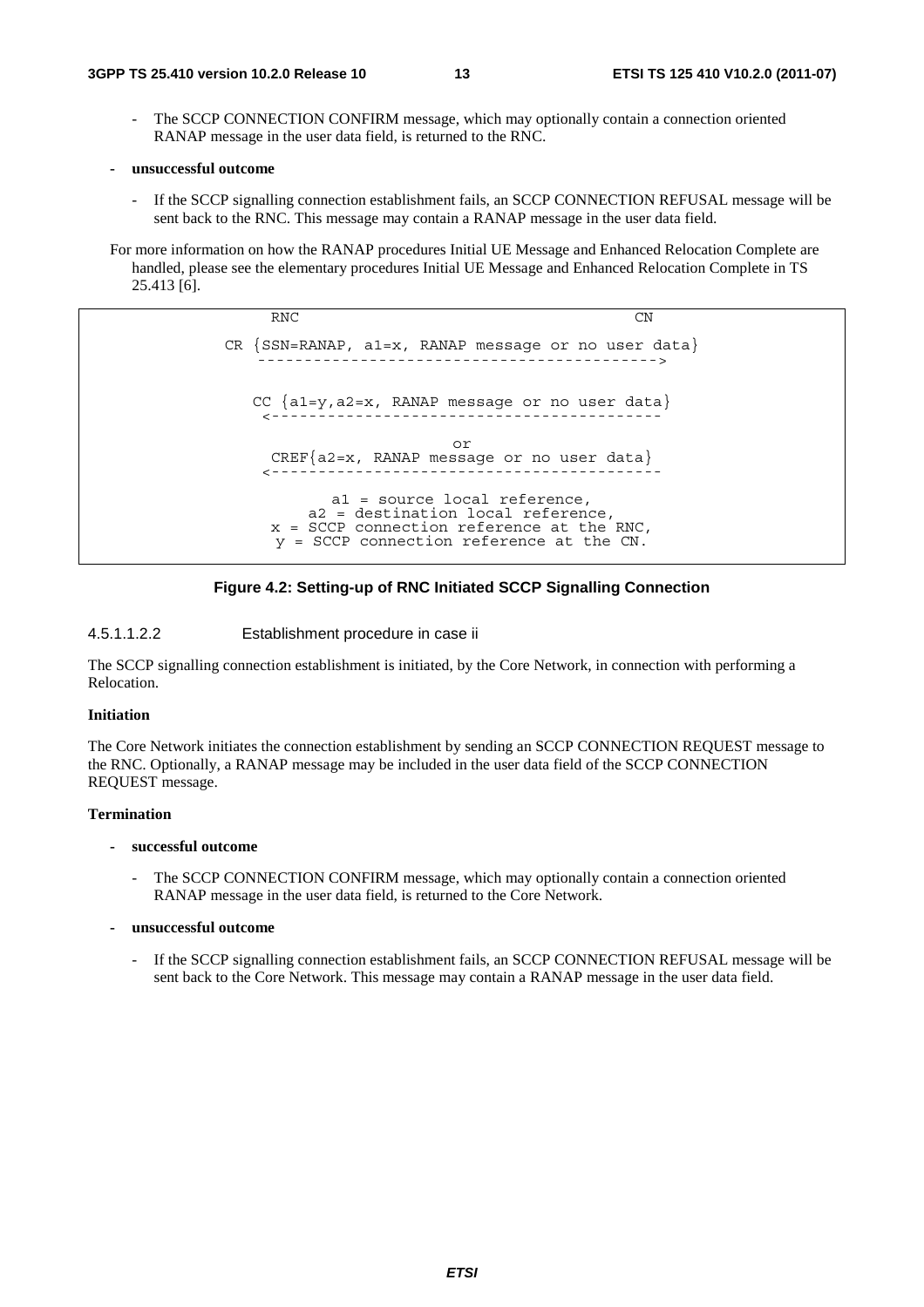- The SCCP CONNECTION CONFIRM message, which may optionally contain a connection oriented RANAP message in the user data field, is returned to the RNC.

- **unsuccessful outcome**
  - If the SCCP signalling connection establishment fails, an SCCP CONNECTION REFUSAL message will be sent back to the RNC. This message may contain a RANAP message in the user data field.

For more information on how the RANAP procedures Initial UE Message and Enhanced Relocation Complete are handled, please see the elementary procedures Initial UE Message and Enhanced Relocation Complete in TS 25.413 [6].

```
           RNC                                        CN

      CR {SSN=RANAP, a1=x, RANAP message or no user data}
         ------------------------------------------->


         CC {a1=y,a2=x, RANAP message or no user data}
          <------------------------------------------

                              or
          CREF{a2=x, RANAP message or no user data}
          <------------------------------------------

                  a1 = source local reference,
               a2 = destination local reference,
           x = SCCP connection reference at the RNC,
            y = SCCP connection reference at the CN.
```

**Figure 4.2: Setting-up of RNC Initiated SCCP Signalling Connection**

#### 4.5.1.1.2.2 Establishment procedure in case ii

The SCCP signalling connection establishment is initiated, by the Core Network, in connection with performing a Relocation.

**Initiation**

The Core Network initiates the connection establishment by sending an SCCP CONNECTION REQUEST message to the RNC. Optionally, a RANAP message may be included in the user data field of the SCCP CONNECTION REQUEST message.

**Termination**

- **successful outcome**
  - The SCCP CONNECTION CONFIRM message, which may optionally contain a connection oriented RANAP message in the user data field, is returned to the Core Network.

- **unsuccessful outcome**
  - If the SCCP signalling connection establishment fails, an SCCP CONNECTION REFUSAL message will be sent back to the Core Network. This message may contain a RANAP message in the user data field.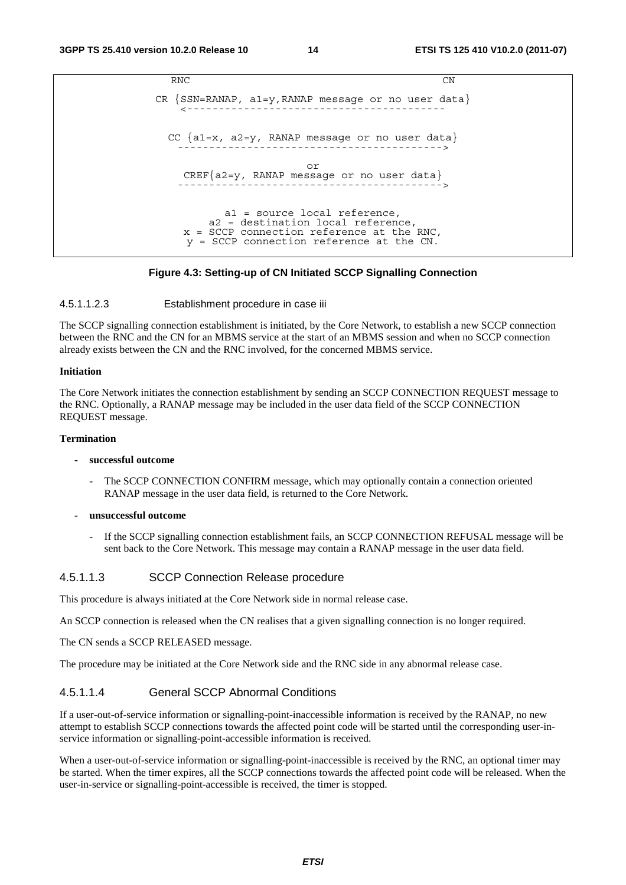```
RNC                                                    CN

CR {SSN=RANAP, a1=y,RANAP message or no user data}
  <-----------------------------------------

CC {a1=x, a2=y, RANAP message or no user data}
  ----------------------------------------->

                        or
CREF{a2=y, RANAP message or no user data}
  ----------------------------------------->


        a1 = source local reference,
      a2 = destination local reference,
  x = SCCP connection reference at the RNC,
   y = SCCP connection reference at the CN.
```

**Figure 4.3: Setting-up of CN Initiated SCCP Signalling Connection**

##### 4.5.1.1.2.3 Establishment procedure in case iii

The SCCP signalling connection establishment is initiated, by the Core Network, to establish a new SCCP connection between the RNC and the CN for an MBMS service at the start of an MBMS session and when no SCCP connection already exists between the CN and the RNC involved, for the concerned MBMS service.

**Initiation**

The Core Network initiates the connection establishment by sending an SCCP CONNECTION REQUEST message to the RNC. Optionally, a RANAP message may be included in the user data field of the SCCP CONNECTION REQUEST message.

**Termination**

- **successful outcome**
  - The SCCP CONNECTION CONFIRM message, which may optionally contain a connection oriented RANAP message in the user data field, is returned to the Core Network.
- **unsuccessful outcome**
  - If the SCCP signalling connection establishment fails, an SCCP CONNECTION REFUSAL message will be sent back to the Core Network. This message may contain a RANAP message in the user data field.

#### 4.5.1.1.3 SCCP Connection Release procedure

This procedure is always initiated at the Core Network side in normal release case.

An SCCP connection is released when the CN realises that a given signalling connection is no longer required.

The CN sends a SCCP RELEASED message.

The procedure may be initiated at the Core Network side and the RNC side in any abnormal release case.

#### 4.5.1.1.4 General SCCP Abnormal Conditions

If a user-out-of-service information or signalling-point-inaccessible information is received by the RANAP, no new attempt to establish SCCP connections towards the affected point code will be started until the corresponding user-in-service information or signalling-point-accessible information is received.

When a user-out-of-service information or signalling-point-inaccessible is received by the RNC, an optional timer may be started. When the timer expires, all the SCCP connections towards the affected point code will be released. When the user-in-service or signalling-point-accessible is received, the timer is stopped.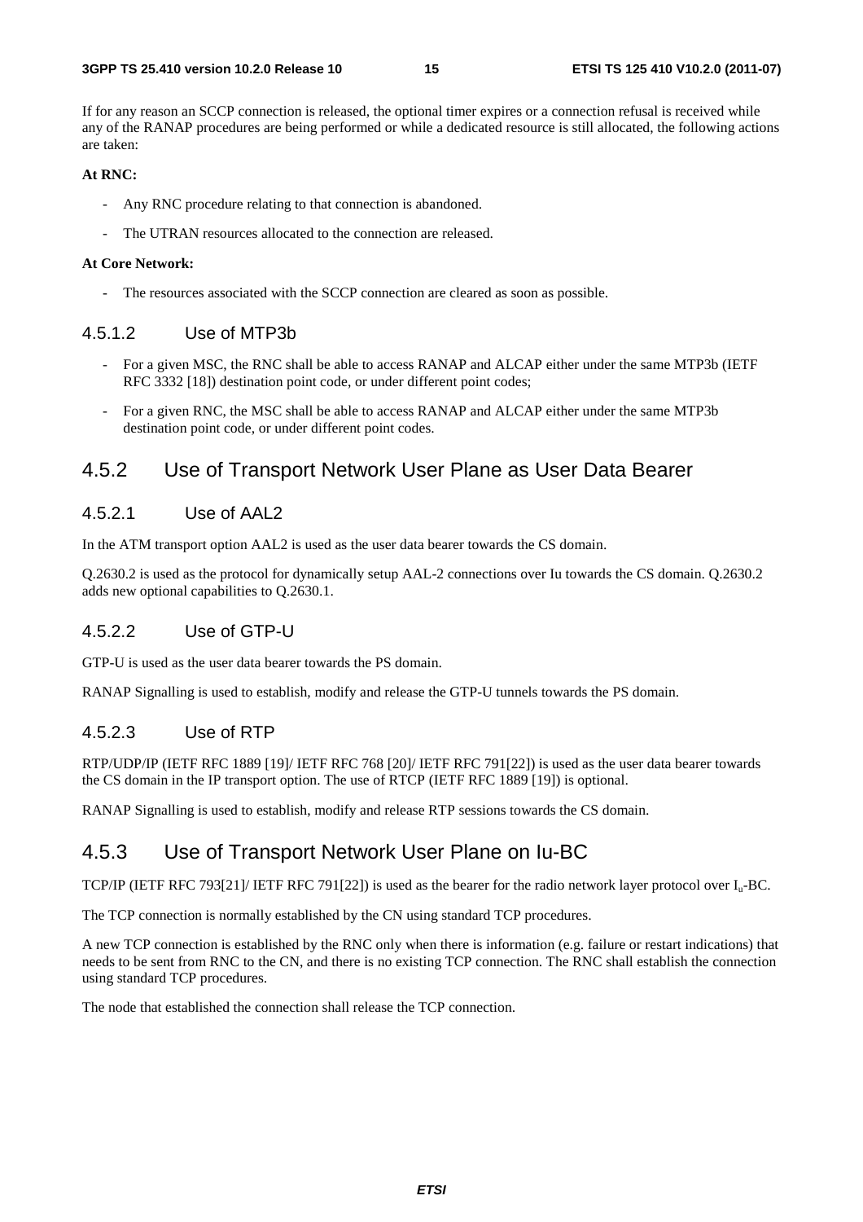If for any reason an SCCP connection is released, the optional timer expires or a connection refusal is received while any of the RANAP procedures are being performed or while a dedicated resource is still allocated, the following actions are taken:

**At RNC:**

- Any RNC procedure relating to that connection is abandoned.
- The UTRAN resources allocated to the connection are released.

**At Core Network:**

- The resources associated with the SCCP connection are cleared as soon as possible.

#### 4.5.1.2 Use of MTP3b

- For a given MSC, the RNC shall be able to access RANAP and ALCAP either under the same MTP3b (IETF RFC 3332 [18]) destination point code, or under different point codes;
- For a given RNC, the MSC shall be able to access RANAP and ALCAP either under the same MTP3b destination point code, or under different point codes.

### 4.5.2 Use of Transport Network User Plane as User Data Bearer

#### 4.5.2.1 Use of AAL2

In the ATM transport option AAL2 is used as the user data bearer towards the CS domain.

Q.2630.2 is used as the protocol for dynamically setup AAL-2 connections over Iu towards the CS domain. Q.2630.2 adds new optional capabilities to Q.2630.1.

#### 4.5.2.2 Use of GTP-U

GTP-U is used as the user data bearer towards the PS domain.

RANAP Signalling is used to establish, modify and release the GTP-U tunnels towards the PS domain.

#### 4.5.2.3 Use of RTP

RTP/UDP/IP (IETF RFC 1889 [19]/ IETF RFC 768 [20]/ IETF RFC 791[22]) is used as the user data bearer towards the CS domain in the IP transport option. The use of RTCP (IETF RFC 1889 [19]) is optional.

RANAP Signalling is used to establish, modify and release RTP sessions towards the CS domain.

### 4.5.3 Use of Transport Network User Plane on Iu-BC

TCP/IP (IETF RFC 793[21]/ IETF RFC 791[22]) is used as the bearer for the radio network layer protocol over $I_u$-BC.

The TCP connection is normally established by the CN using standard TCP procedures.

A new TCP connection is established by the RNC only when there is information (e.g. failure or restart indications) that needs to be sent from RNC to the CN, and there is no existing TCP connection. The RNC shall establish the connection using standard TCP procedures.

The node that established the connection shall release the TCP connection.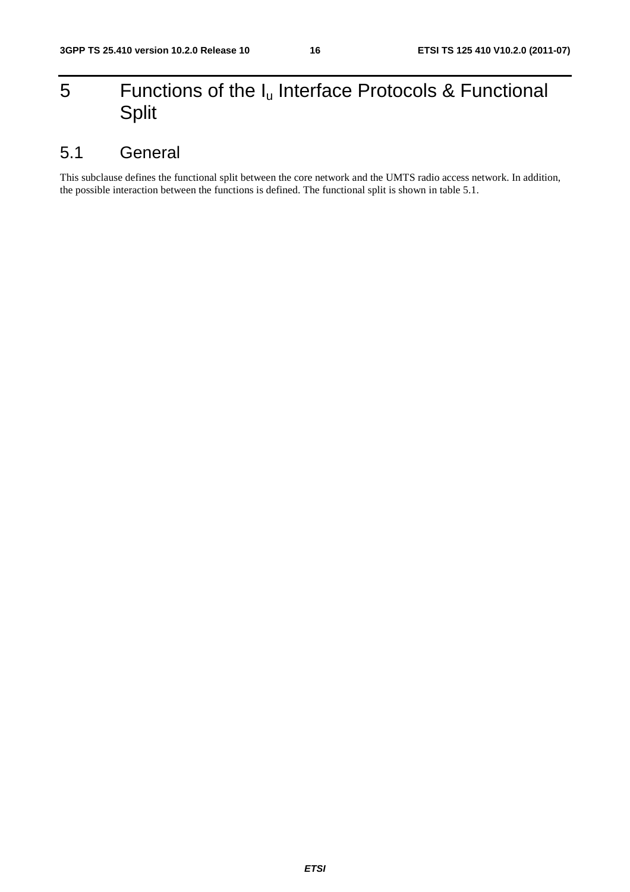# 5 Functions of the $I_u$ Interface Protocols & Functional Split

## 5.1 General

This subclause defines the functional split between the core network and the UMTS radio access network. In addition, the possible interaction between the functions is defined. The functional split is shown in table 5.1.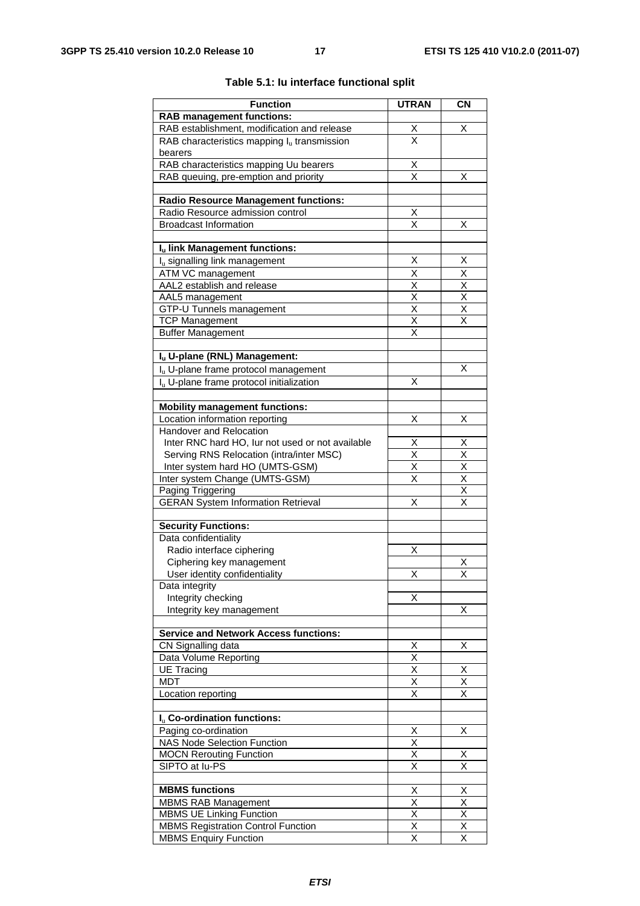**Table 5.1: Iu interface functional split**

| Function | UTRAN | CN |
|---|---|---|
| **RAB management functions:** | | |
| RAB establishment, modification and release | X | X |
| RAB characteristics mapping $I_u$ transmission bearers | X | |
| RAB characteristics mapping Uu bearers | X | |
| RAB queuing, pre-emption and priority | X | X |
| | | |
| **Radio Resource Management functions:** | | |
| Radio Resource admission control | X | |
| Broadcast Information | X | X |
| | | |
| **$I_u$ link Management functions:** | | |
| $I_u$ signalling link management | X | X |
| ATM VC management | X | X |
| AAL2 establish and release | X | X |
| AAL5 management | X | X |
| GTP-U Tunnels management | X | X |
| TCP Management | X | X |
| Buffer Management | X | |
| | | |
| **$I_u$ U-plane (RNL) Management:** | | |
| $I_u$ U-plane frame protocol management | | X |
| $I_u$ U-plane frame protocol initialization | X | |
| | | |
| **Mobility management functions:** | | |
| Location information reporting | X | X |
| Handover and Relocation | | |
| Inter RNC hard HO, Iur not used or not available | X | X |
| Serving RNS Relocation (intra/inter MSC) | X | X |
| Inter system hard HO (UMTS-GSM) | X | X |
| Inter system Change (UMTS-GSM) | X | X |
| Paging Triggering | | X |
| GERAN System Information Retrieval | X | X |
| | | |
| **Security Functions:** | | |
| Data confidentiality | | |
| Radio interface ciphering | X | |
| Ciphering key management | | X |
| User identity confidentiality | X | X |
| Data integrity | | |
| Integrity checking | X | |
| Integrity key management | | X |
| | | |
| **Service and Network Access functions:** | | |
| CN Signalling data | X | X |
| Data Volume Reporting | X | |
| UE Tracing | X | X |
| MDT | X | X |
| Location reporting | X | X |
| | | |
| **$I_u$ Co-ordination functions:** | | |
| Paging co-ordination | X | X |
| NAS Node Selection Function | X | |
| MOCN Rerouting Function | X | X |
| SIPTO at Iu-PS | X | X |
| | | |
| **MBMS functions** | X | X |
| MBMS RAB Management | X | X |
| MBMS UE Linking Function | X | X |
| MBMS Registration Control Function | X | X |
| MBMS Enquiry Function | X | X |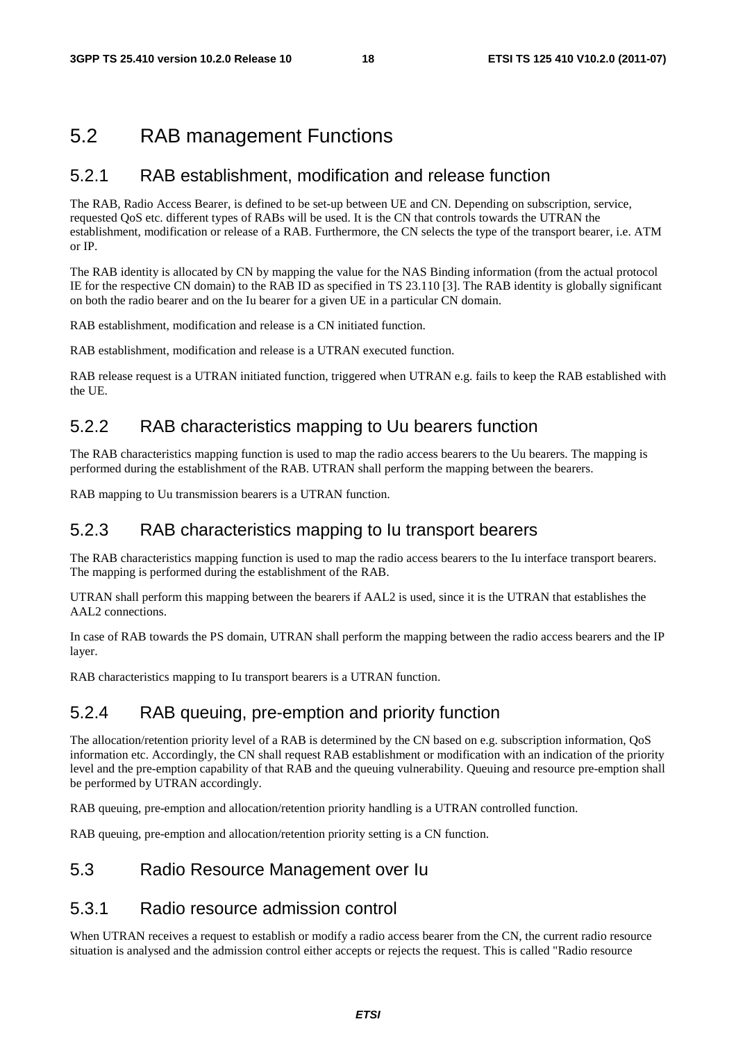## 5.2 RAB management Functions

### 5.2.1 RAB establishment, modification and release function

The RAB, Radio Access Bearer, is defined to be set-up between UE and CN. Depending on subscription, service, requested QoS etc. different types of RABs will be used. It is the CN that controls towards the UTRAN the establishment, modification or release of a RAB. Furthermore, the CN selects the type of the transport bearer, i.e. ATM or IP.

The RAB identity is allocated by CN by mapping the value for the NAS Binding information (from the actual protocol IE for the respective CN domain) to the RAB ID as specified in TS 23.110 [3]. The RAB identity is globally significant on both the radio bearer and on the Iu bearer for a given UE in a particular CN domain.

RAB establishment, modification and release is a CN initiated function.

RAB establishment, modification and release is a UTRAN executed function.

RAB release request is a UTRAN initiated function, triggered when UTRAN e.g. fails to keep the RAB established with the UE.

### 5.2.2 RAB characteristics mapping to Uu bearers function

The RAB characteristics mapping function is used to map the radio access bearers to the Uu bearers. The mapping is performed during the establishment of the RAB. UTRAN shall perform the mapping between the bearers.

RAB mapping to Uu transmission bearers is a UTRAN function.

### 5.2.3 RAB characteristics mapping to Iu transport bearers

The RAB characteristics mapping function is used to map the radio access bearers to the Iu interface transport bearers. The mapping is performed during the establishment of the RAB.

UTRAN shall perform this mapping between the bearers if AAL2 is used, since it is the UTRAN that establishes the AAL2 connections.

In case of RAB towards the PS domain, UTRAN shall perform the mapping between the radio access bearers and the IP layer.

RAB characteristics mapping to Iu transport bearers is a UTRAN function.

### 5.2.4 RAB queuing, pre-emption and priority function

The allocation/retention priority level of a RAB is determined by the CN based on e.g. subscription information, QoS information etc. Accordingly, the CN shall request RAB establishment or modification with an indication of the priority level and the pre-emption capability of that RAB and the queuing vulnerability. Queuing and resource pre-emption shall be performed by UTRAN accordingly.

RAB queuing, pre-emption and allocation/retention priority handling is a UTRAN controlled function.

RAB queuing, pre-emption and allocation/retention priority setting is a CN function.

## 5.3 Radio Resource Management over Iu

### 5.3.1 Radio resource admission control

When UTRAN receives a request to establish or modify a radio access bearer from the CN, the current radio resource situation is analysed and the admission control either accepts or rejects the request. This is called "Radio resource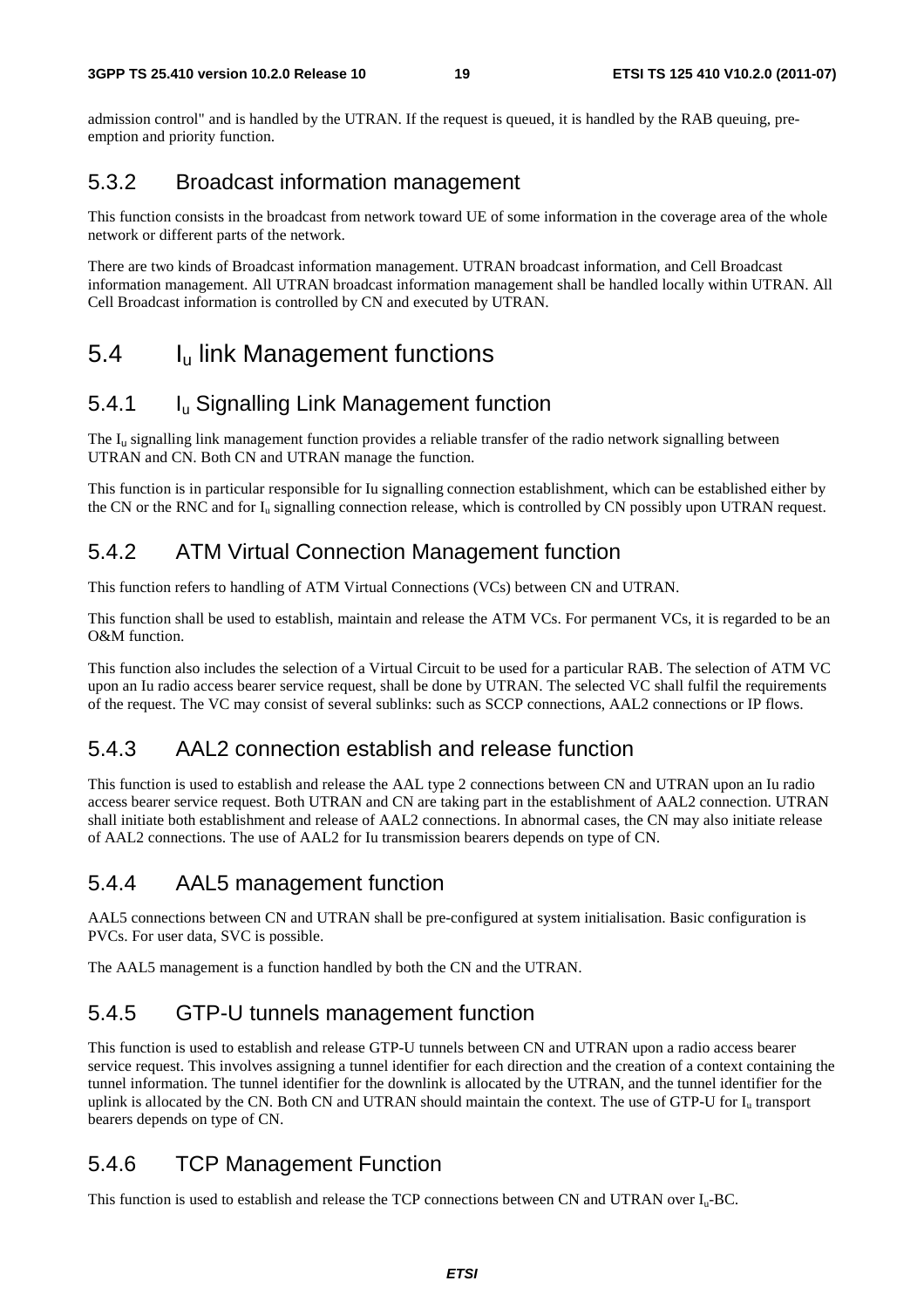admission control" and is handled by the UTRAN. If the request is queued, it is handled by the RAB queuing, pre-emption and priority function.

### 5.3.2 Broadcast information management

This function consists in the broadcast from network toward UE of some information in the coverage area of the whole network or different parts of the network.

There are two kinds of Broadcast information management. UTRAN broadcast information, and Cell Broadcast information management. All UTRAN broadcast information management shall be handled locally within UTRAN. All Cell Broadcast information is controlled by CN and executed by UTRAN.

## 5.4 $I_u$ link Management functions

### 5.4.1 $I_u$ Signalling Link Management function

The $I_u$ signalling link management function provides a reliable transfer of the radio network signalling between UTRAN and CN. Both CN and UTRAN manage the function.

This function is in particular responsible for Iu signalling connection establishment, which can be established either by the CN or the RNC and for $I_u$ signalling connection release, which is controlled by CN possibly upon UTRAN request.

### 5.4.2 ATM Virtual Connection Management function

This function refers to handling of ATM Virtual Connections (VCs) between CN and UTRAN.

This function shall be used to establish, maintain and release the ATM VCs. For permanent VCs, it is regarded to be an O&M function.

This function also includes the selection of a Virtual Circuit to be used for a particular RAB. The selection of ATM VC upon an Iu radio access bearer service request, shall be done by UTRAN. The selected VC shall fulfil the requirements of the request. The VC may consist of several sublinks: such as SCCP connections, AAL2 connections or IP flows.

### 5.4.3 AAL2 connection establish and release function

This function is used to establish and release the AAL type 2 connections between CN and UTRAN upon an Iu radio access bearer service request. Both UTRAN and CN are taking part in the establishment of AAL2 connection. UTRAN shall initiate both establishment and release of AAL2 connections. In abnormal cases, the CN may also initiate release of AAL2 connections. The use of AAL2 for Iu transmission bearers depends on type of CN.

### 5.4.4 AAL5 management function

AAL5 connections between CN and UTRAN shall be pre-configured at system initialisation. Basic configuration is PVCs. For user data, SVC is possible.

The AAL5 management is a function handled by both the CN and the UTRAN.

### 5.4.5 GTP-U tunnels management function

This function is used to establish and release GTP-U tunnels between CN and UTRAN upon a radio access bearer service request. This involves assigning a tunnel identifier for each direction and the creation of a context containing the tunnel information. The tunnel identifier for the downlink is allocated by the UTRAN, and the tunnel identifier for the uplink is allocated by the CN. Both CN and UTRAN should maintain the context. The use of GTP-U for $I_u$ transport bearers depends on type of CN.

### 5.4.6 TCP Management Function

This function is used to establish and release the TCP connections between CN and UTRAN over $I_u$-BC.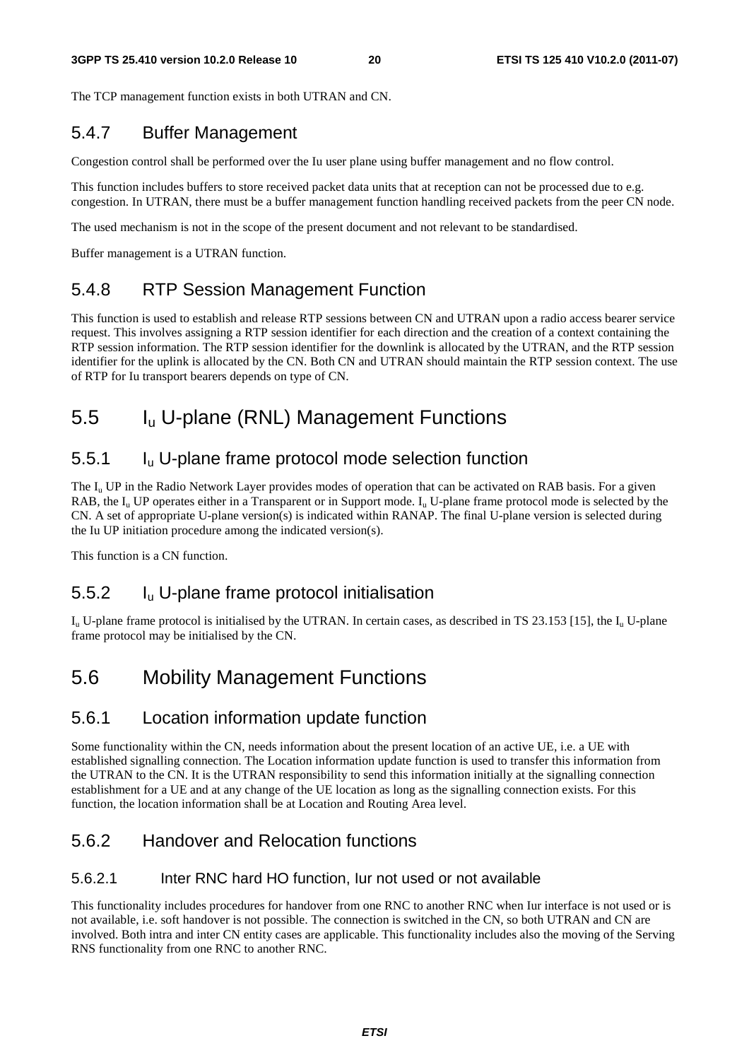The TCP management function exists in both UTRAN and CN.

### 5.4.7 Buffer Management

Congestion control shall be performed over the Iu user plane using buffer management and no flow control.

This function includes buffers to store received packet data units that at reception can not be processed due to e.g. congestion. In UTRAN, there must be a buffer management function handling received packets from the peer CN node.

The used mechanism is not in the scope of the present document and not relevant to be standardised.

Buffer management is a UTRAN function.

### 5.4.8 RTP Session Management Function

This function is used to establish and release RTP sessions between CN and UTRAN upon a radio access bearer service request. This involves assigning a RTP session identifier for each direction and the creation of a context containing the RTP session information. The RTP session identifier for the downlink is allocated by the UTRAN, and the RTP session identifier for the uplink is allocated by the CN. Both CN and UTRAN should maintain the RTP session context. The use of RTP for Iu transport bearers depends on type of CN.

## 5.5 $I_u$ U-plane (RNL) Management Functions

### 5.5.1 $I_u$ U-plane frame protocol mode selection function

The $I_u$ UP in the Radio Network Layer provides modes of operation that can be activated on RAB basis. For a given RAB, the $I_u$ UP operates either in a Transparent or in Support mode. $I_u$ U-plane frame protocol mode is selected by the CN. A set of appropriate U-plane version(s) is indicated within RANAP. The final U-plane version is selected during the Iu UP initiation procedure among the indicated version(s).

This function is a CN function.

### 5.5.2 $I_u$ U-plane frame protocol initialisation

$I_u$ U-plane frame protocol is initialised by the UTRAN. In certain cases, as described in TS 23.153 [15], the $I_u$ U-plane frame protocol may be initialised by the CN.

## 5.6 Mobility Management Functions

### 5.6.1 Location information update function

Some functionality within the CN, needs information about the present location of an active UE, i.e. a UE with established signalling connection. The Location information update function is used to transfer this information from the UTRAN to the CN. It is the UTRAN responsibility to send this information initially at the signalling connection establishment for a UE and at any change of the UE location as long as the signalling connection exists. For this function, the location information shall be at Location and Routing Area level.

### 5.6.2 Handover and Relocation functions

#### 5.6.2.1 Inter RNC hard HO function, Iur not used or not available

This functionality includes procedures for handover from one RNC to another RNC when Iur interface is not used or is not available, i.e. soft handover is not possible. The connection is switched in the CN, so both UTRAN and CN are involved. Both intra and inter CN entity cases are applicable. This functionality includes also the moving of the Serving RNS functionality from one RNC to another RNC.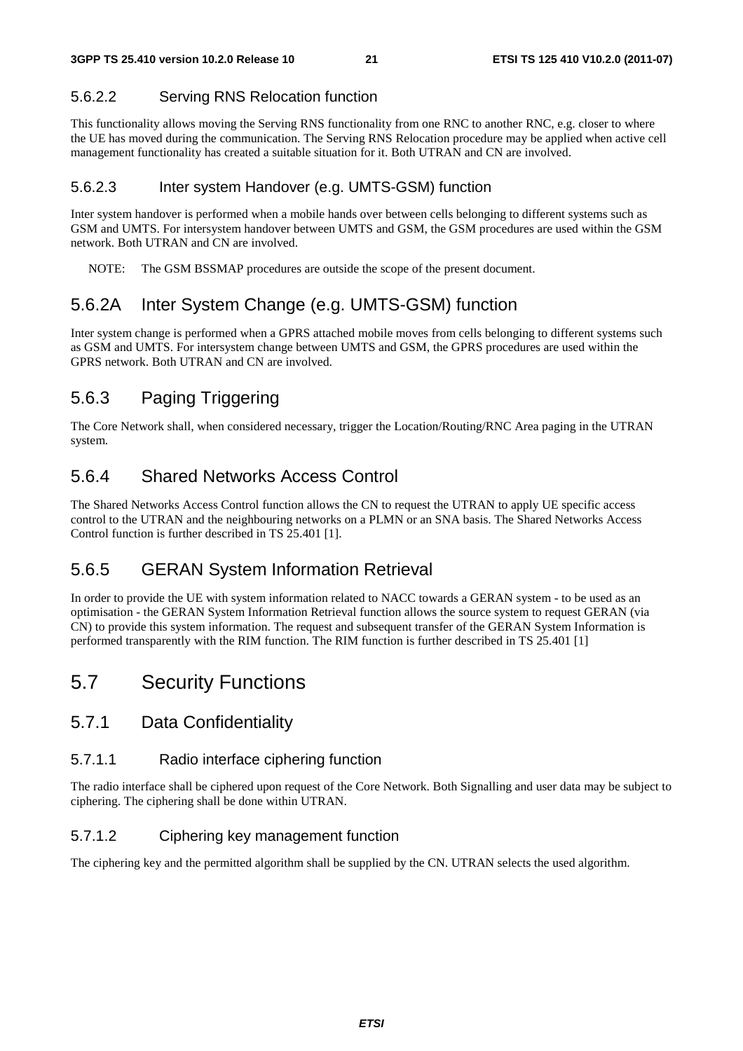#### 5.6.2.2 Serving RNS Relocation function

This functionality allows moving the Serving RNS functionality from one RNC to another RNC, e.g. closer to where the UE has moved during the communication. The Serving RNS Relocation procedure may be applied when active cell management functionality has created a suitable situation for it. Both UTRAN and CN are involved.

#### 5.6.2.3 Inter system Handover (e.g. UMTS-GSM) function

Inter system handover is performed when a mobile hands over between cells belonging to different systems such as GSM and UMTS. For intersystem handover between UMTS and GSM, the GSM procedures are used within the GSM network. Both UTRAN and CN are involved.

NOTE: The GSM BSSMAP procedures are outside the scope of the present document.

### 5.6.2A Inter System Change (e.g. UMTS-GSM) function

Inter system change is performed when a GPRS attached mobile moves from cells belonging to different systems such as GSM and UMTS. For intersystem change between UMTS and GSM, the GPRS procedures are used within the GPRS network. Both UTRAN and CN are involved.

### 5.6.3 Paging Triggering

The Core Network shall, when considered necessary, trigger the Location/Routing/RNC Area paging in the UTRAN system.

### 5.6.4 Shared Networks Access Control

The Shared Networks Access Control function allows the CN to request the UTRAN to apply UE specific access control to the UTRAN and the neighbouring networks on a PLMN or an SNA basis. The Shared Networks Access Control function is further described in TS 25.401 [1].

### 5.6.5 GERAN System Information Retrieval

In order to provide the UE with system information related to NACC towards a GERAN system - to be used as an optimisation - the GERAN System Information Retrieval function allows the source system to request GERAN (via CN) to provide this system information. The request and subsequent transfer of the GERAN System Information is performed transparently with the RIM function. The RIM function is further described in TS 25.401 [1]

## 5.7 Security Functions

### 5.7.1 Data Confidentiality

#### 5.7.1.1 Radio interface ciphering function

The radio interface shall be ciphered upon request of the Core Network. Both Signalling and user data may be subject to ciphering. The ciphering shall be done within UTRAN.

#### 5.7.1.2 Ciphering key management function

The ciphering key and the permitted algorithm shall be supplied by the CN. UTRAN selects the used algorithm.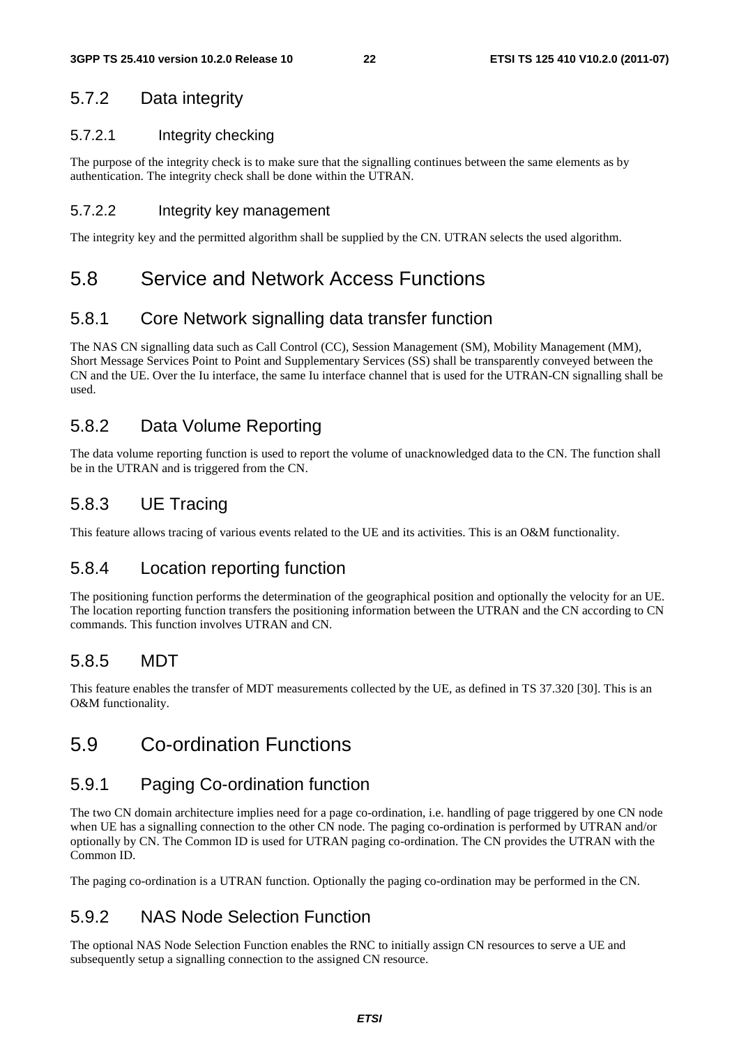### 5.7.2 Data integrity

#### 5.7.2.1 Integrity checking

The purpose of the integrity check is to make sure that the signalling continues between the same elements as by authentication. The integrity check shall be done within the UTRAN.

#### 5.7.2.2 Integrity key management

The integrity key and the permitted algorithm shall be supplied by the CN. UTRAN selects the used algorithm.

## 5.8 Service and Network Access Functions

### 5.8.1 Core Network signalling data transfer function

The NAS CN signalling data such as Call Control (CC), Session Management (SM), Mobility Management (MM), Short Message Services Point to Point and Supplementary Services (SS) shall be transparently conveyed between the CN and the UE. Over the Iu interface, the same Iu interface channel that is used for the UTRAN-CN signalling shall be used.

### 5.8.2 Data Volume Reporting

The data volume reporting function is used to report the volume of unacknowledged data to the CN. The function shall be in the UTRAN and is triggered from the CN.

### 5.8.3 UE Tracing

This feature allows tracing of various events related to the UE and its activities. This is an O&M functionality.

### 5.8.4 Location reporting function

The positioning function performs the determination of the geographical position and optionally the velocity for an UE. The location reporting function transfers the positioning information between the UTRAN and the CN according to CN commands. This function involves UTRAN and CN.

### 5.8.5 MDT

This feature enables the transfer of MDT measurements collected by the UE, as defined in TS 37.320 [30]. This is an O&M functionality.

## 5.9 Co-ordination Functions

### 5.9.1 Paging Co-ordination function

The two CN domain architecture implies need for a page co-ordination, i.e. handling of page triggered by one CN node when UE has a signalling connection to the other CN node. The paging co-ordination is performed by UTRAN and/or optionally by CN. The Common ID is used for UTRAN paging co-ordination. The CN provides the UTRAN with the Common ID.

The paging co-ordination is a UTRAN function. Optionally the paging co-ordination may be performed in the CN.

### 5.9.2 NAS Node Selection Function

The optional NAS Node Selection Function enables the RNC to initially assign CN resources to serve a UE and subsequently setup a signalling connection to the assigned CN resource.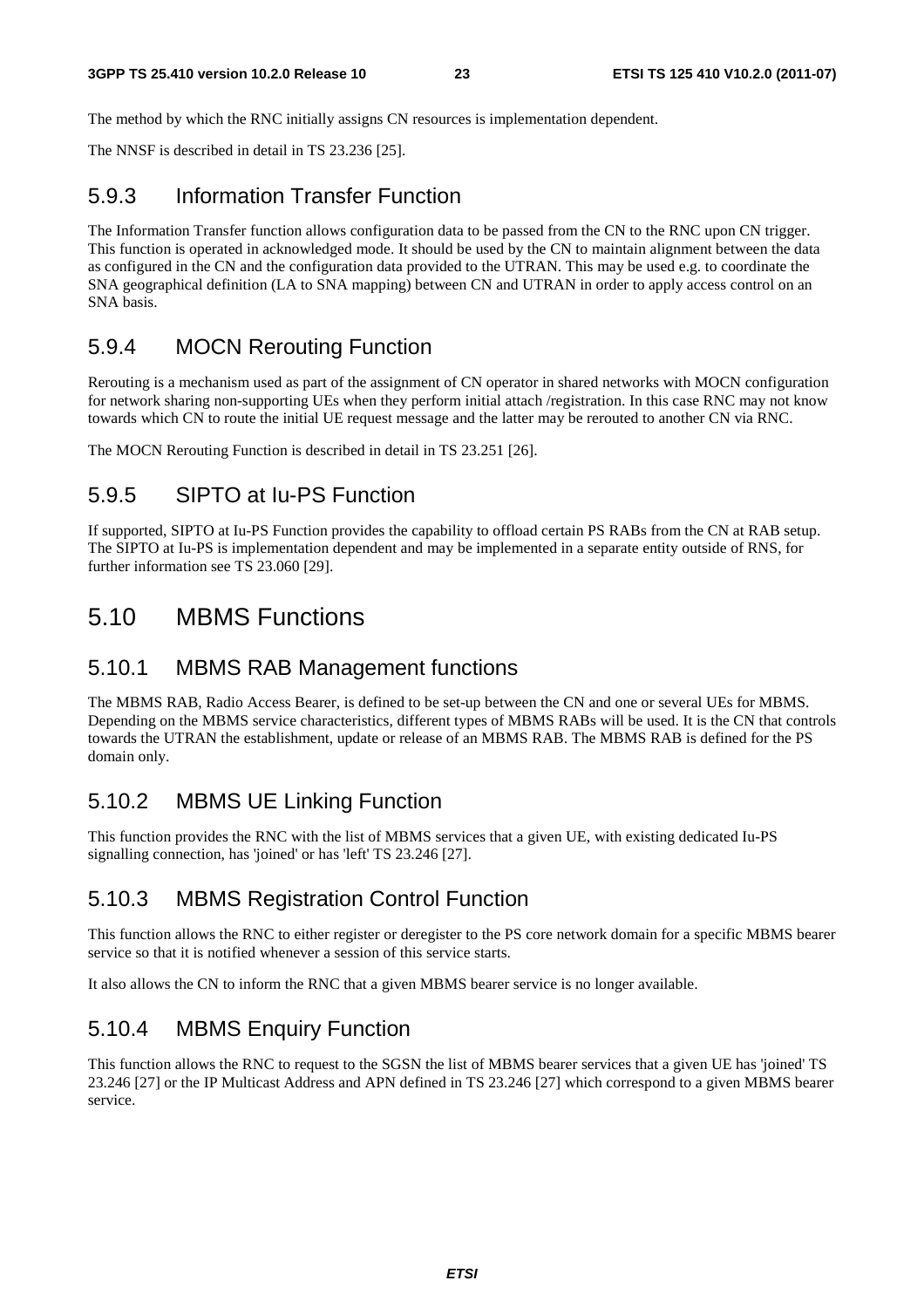The method by which the RNC initially assigns CN resources is implementation dependent.

The NNSF is described in detail in TS 23.236 [25].

### 5.9.3 Information Transfer Function

The Information Transfer function allows configuration data to be passed from the CN to the RNC upon CN trigger. This function is operated in acknowledged mode. It should be used by the CN to maintain alignment between the data as configured in the CN and the configuration data provided to the UTRAN. This may be used e.g. to coordinate the SNA geographical definition (LA to SNA mapping) between CN and UTRAN in order to apply access control on an SNA basis.

### 5.9.4 MOCN Rerouting Function

Rerouting is a mechanism used as part of the assignment of CN operator in shared networks with MOCN configuration for network sharing non-supporting UEs when they perform initial attach /registration. In this case RNC may not know towards which CN to route the initial UE request message and the latter may be rerouted to another CN via RNC.

The MOCN Rerouting Function is described in detail in TS 23.251 [26].

### 5.9.5 SIPTO at Iu-PS Function

If supported, SIPTO at Iu-PS Function provides the capability to offload certain PS RABs from the CN at RAB setup. The SIPTO at Iu-PS is implementation dependent and may be implemented in a separate entity outside of RNS, for further information see TS 23.060 [29].

## 5.10 MBMS Functions

### 5.10.1 MBMS RAB Management functions

The MBMS RAB, Radio Access Bearer, is defined to be set-up between the CN and one or several UEs for MBMS. Depending on the MBMS service characteristics, different types of MBMS RABs will be used. It is the CN that controls towards the UTRAN the establishment, update or release of an MBMS RAB. The MBMS RAB is defined for the PS domain only.

### 5.10.2 MBMS UE Linking Function

This function provides the RNC with the list of MBMS services that a given UE, with existing dedicated Iu-PS signalling connection, has 'joined' or has 'left' TS 23.246 [27].

### 5.10.3 MBMS Registration Control Function

This function allows the RNC to either register or deregister to the PS core network domain for a specific MBMS bearer service so that it is notified whenever a session of this service starts.

It also allows the CN to inform the RNC that a given MBMS bearer service is no longer available.

### 5.10.4 MBMS Enquiry Function

This function allows the RNC to request to the SGSN the list of MBMS bearer services that a given UE has 'joined' TS 23.246 [27] or the IP Multicast Address and APN defined in TS 23.246 [27] which correspond to a given MBMS bearer service.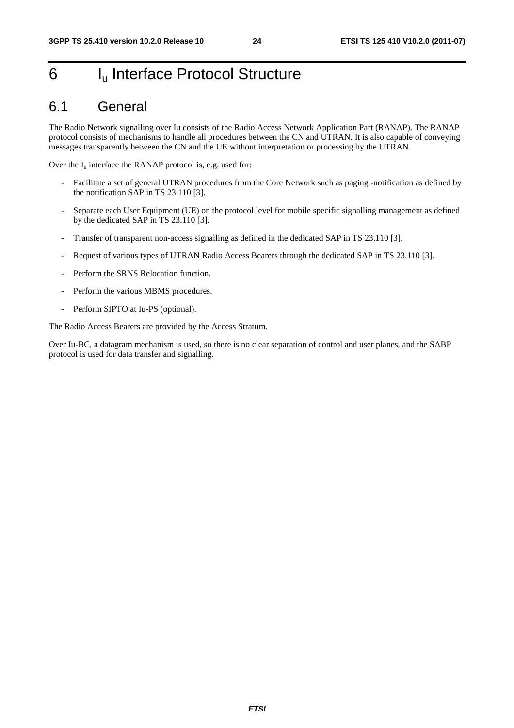# 6 $I_u$ Interface Protocol Structure

## 6.1 General

The Radio Network signalling over Iu consists of the Radio Access Network Application Part (RANAP). The RANAP protocol consists of mechanisms to handle all procedures between the CN and UTRAN. It is also capable of conveying messages transparently between the CN and the UE without interpretation or processing by the UTRAN.

Over the $I_u$ interface the RANAP protocol is, e.g. used for:

- Facilitate a set of general UTRAN procedures from the Core Network such as paging -notification as defined by the notification SAP in TS 23.110 [3].
- Separate each User Equipment (UE) on the protocol level for mobile specific signalling management as defined by the dedicated SAP in TS 23.110 [3].
- Transfer of transparent non-access signalling as defined in the dedicated SAP in TS 23.110 [3].
- Request of various types of UTRAN Radio Access Bearers through the dedicated SAP in TS 23.110 [3].
- Perform the SRNS Relocation function.
- Perform the various MBMS procedures.
- Perform SIPTO at Iu-PS (optional).

The Radio Access Bearers are provided by the Access Stratum.

Over Iu-BC, a datagram mechanism is used, so there is no clear separation of control and user planes, and the SABP protocol is used for data transfer and signalling.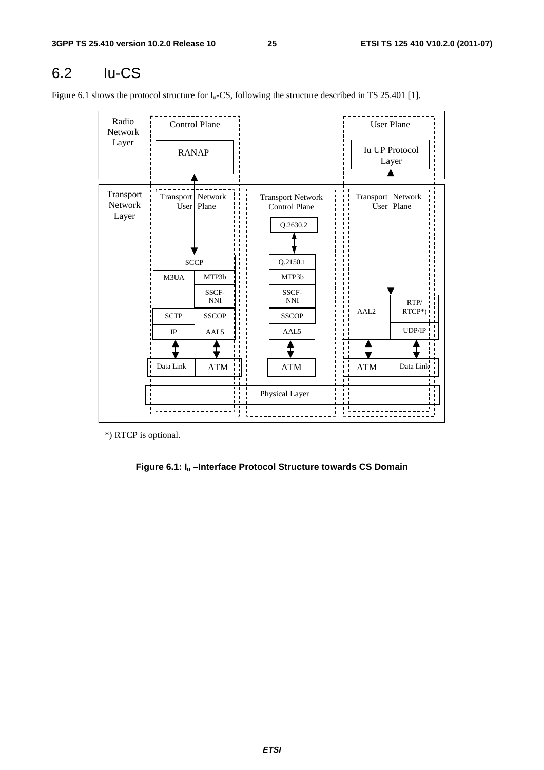## 6.2 Iu-CS

Figure 6.1 shows the protocol structure for $I_u$-CS, following the structure described in TS 25.401 [1].

Radio Network Layer

Control Plane

RANAP

User Plane

Iu UP Protocol Layer

Transport Network Layer

Transport Network User Plane

SCCP

M3UA

MTP3b

SSCF-NNI

SCTP

SSCOP

IP

AAL5

Data Link

ATM

Transport Network Control Plane

Q.2630.2

Q.2150.1

MTP3b

SSCF-NNI

SSCOP

AAL5

ATM

Transport Network User Plane

AAL2

RTP/ RTCP*)

UDP/IP

ATM

Data Link

Physical Layer

*) RTCP is optional.

**Figure 6.1: $I_u$ –Interface Protocol Structure towards CS Domain**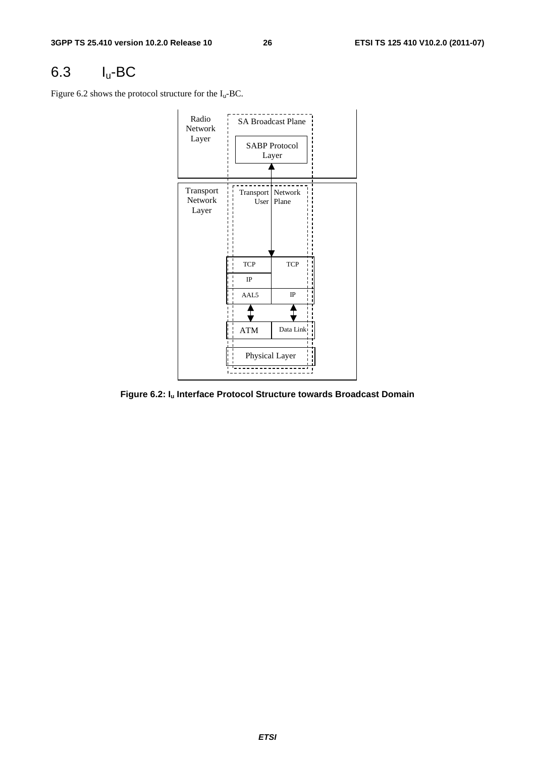## 6.3 $I_u$-BC

Figure 6.2 shows the protocol structure for the $I_u$-BC.

Radio Network Layer

SA Broadcast Plane

SABP Protocol Layer

Transport Network Layer

Transport Network User Plane

TCP

TCP

IP

AAL5

IP

ATM

Data Link

Physical Layer

**Figure 6.2: $I_u$ Interface Protocol Structure towards Broadcast Domain**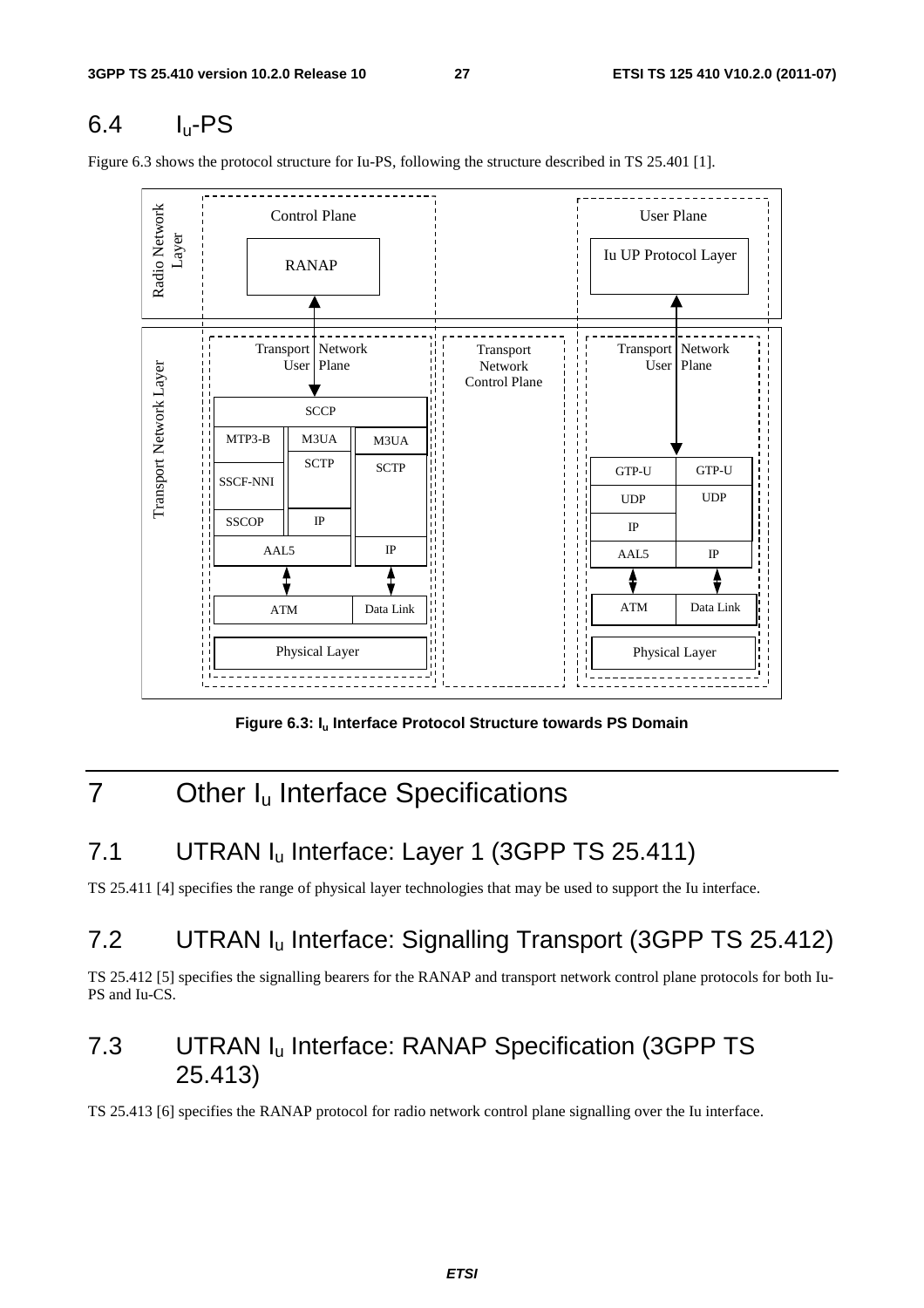## 6.4 $I_u$-PS

Figure 6.3 shows the protocol structure for Iu-PS, following the structure described in TS 25.401 [1].

Radio Network Layer

Control Plane

RANAP

User Plane

Iu UP Protocol Layer

Transport Network Layer

Transport Network User Plane

SCCP

MTP3-B

M3UA

M3UA

SSCF-NNI

SCTP

SCTP

SSCOP

IP

AAL5

IP

ATM

Data Link

Physical Layer

Transport Network Control Plane

Transport Network User Plane

GTP-U

GTP-U

UDP

UDP

IP

AAL5

IP

ATM

Data Link

Physical Layer

**Figure 6.3: $I_u$ Interface Protocol Structure towards PS Domain**

# 7 Other $I_u$ Interface Specifications

## 7.1 UTRAN $I_u$ Interface: Layer 1 (3GPP TS 25.411)

TS 25.411 [4] specifies the range of physical layer technologies that may be used to support the Iu interface.

## 7.2 UTRAN $I_u$ Interface: Signalling Transport (3GPP TS 25.412)

TS 25.412 [5] specifies the signalling bearers for the RANAP and transport network control plane protocols for both Iu-PS and Iu-CS.

## 7.3 UTRAN $I_u$ Interface: RANAP Specification (3GPP TS 25.413)

TS 25.413 [6] specifies the RANAP protocol for radio network control plane signalling over the Iu interface.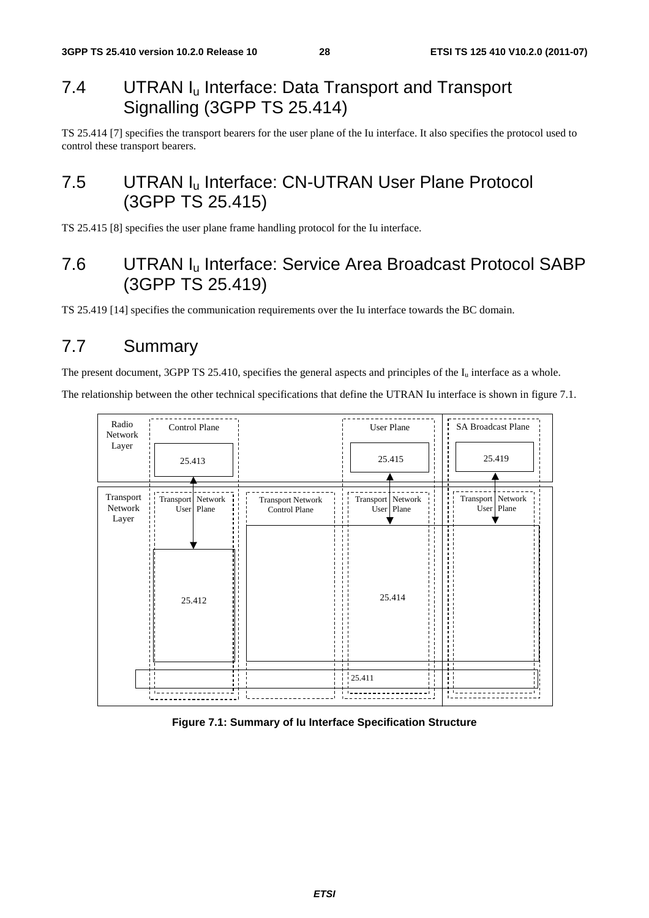## 7.4 UTRAN $I_u$ Interface: Data Transport and Transport Signalling (3GPP TS 25.414)

TS 25.414 [7] specifies the transport bearers for the user plane of the Iu interface. It also specifies the protocol used to control these transport bearers.

## 7.5 UTRAN $I_u$ Interface: CN-UTRAN User Plane Protocol (3GPP TS 25.415)

TS 25.415 [8] specifies the user plane frame handling protocol for the Iu interface.

## 7.6 UTRAN $I_u$ Interface: Service Area Broadcast Protocol SABP (3GPP TS 25.419)

TS 25.419 [14] specifies the communication requirements over the Iu interface towards the BC domain.

## 7.7 Summary

The present document, 3GPP TS 25.410, specifies the general aspects and principles of the $I_u$ interface as a whole.

The relationship between the other technical specifications that define the UTRAN Iu interface is shown in figure 7.1.

Radio Network Layer
Control Plane
25.413
User Plane
25.415
SA Broadcast Plane
25.419
Transport Network Layer
Transport Network User Plane
Transport Network Control Plane
Transport Network User Plane
Transport Network User Plane
25.412
25.414
25.411

**Figure 7.1: Summary of Iu Interface Specification Structure**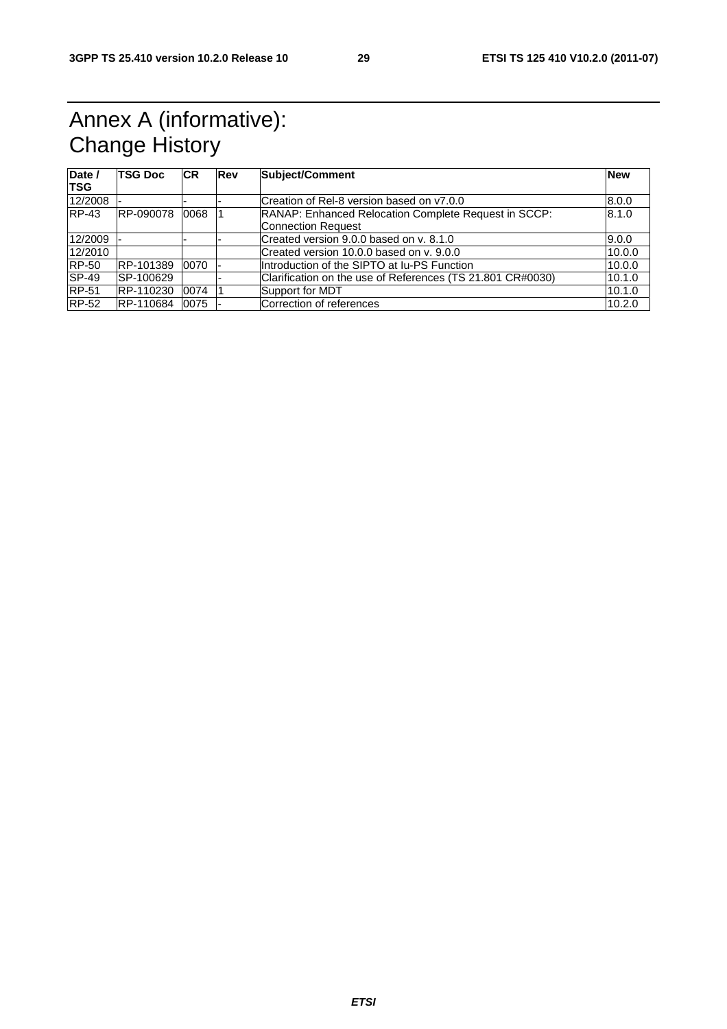# Annex A (informative): Change History

| Date / TSG | TSG Doc | CR | Rev | Subject/Comment | New |
|---|---|---|---|---|---|
| 12/2008 | - | - | - | Creation of Rel-8 version based on v7.0.0 | 8.0.0 |
| RP-43 | RP-090078 | 0068 | 1 | RANAP: Enhanced Relocation Complete Request in SCCP: Connection Request | 8.1.0 |
| 12/2009 | - | - | - | Created version 9.0.0 based on v. 8.1.0 | 9.0.0 |
| 12/2010 | | | | Created version 10.0.0 based on v. 9.0.0 | 10.0.0 |
| RP-50 | RP-101389 | 0070 | - | Introduction of the SIPTO at Iu-PS Function | 10.0.0 |
| SP-49 | SP-100629 | | - | Clarification on the use of References (TS 21.801 CR#0030) | 10.1.0 |
| RP-51 | RP-110230 | 0074 | 1 | Support for MDT | 10.1.0 |
| RP-52 | RP-110684 | 0075 | - | Correction of references | 10.2.0 |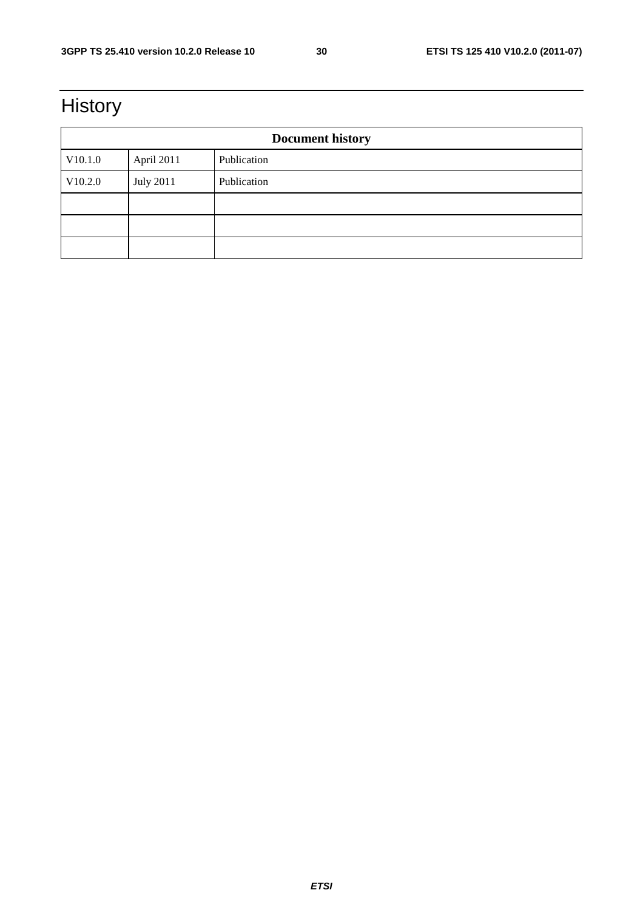# History

| Document history | | |
|---|---|---|
| V10.1.0 | April 2011 | Publication |
| V10.2.0 | July 2011 | Publication |
| | | |
| | | |
| | | |